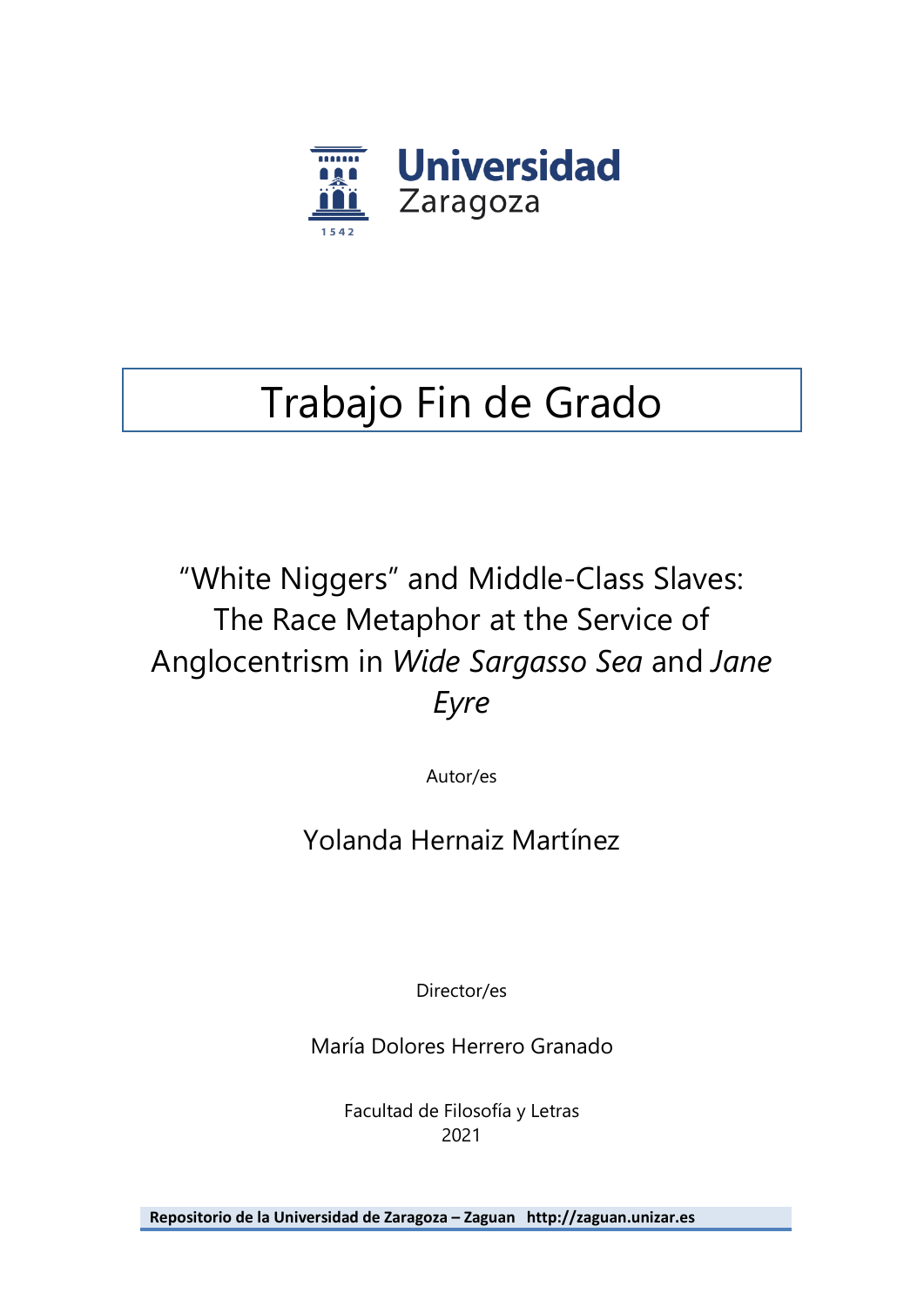Universidad Zaragoza

1542

# Trabajo Fin de Grado

## “White Niggers” and Middle-Class Slaves: The Race Metaphor at the Service of Anglocentrism in *Wide Sargasso Sea* and *Jane Eyre*

Autor/es

Yolanda Hernaiz Martínez

Director/es

María Dolores Herrero Granado

Facultad de Filosofía y Letras
2021

**Repositorio de la Universidad de Zaragoza – Zaguan http://zaguan.unizar.es**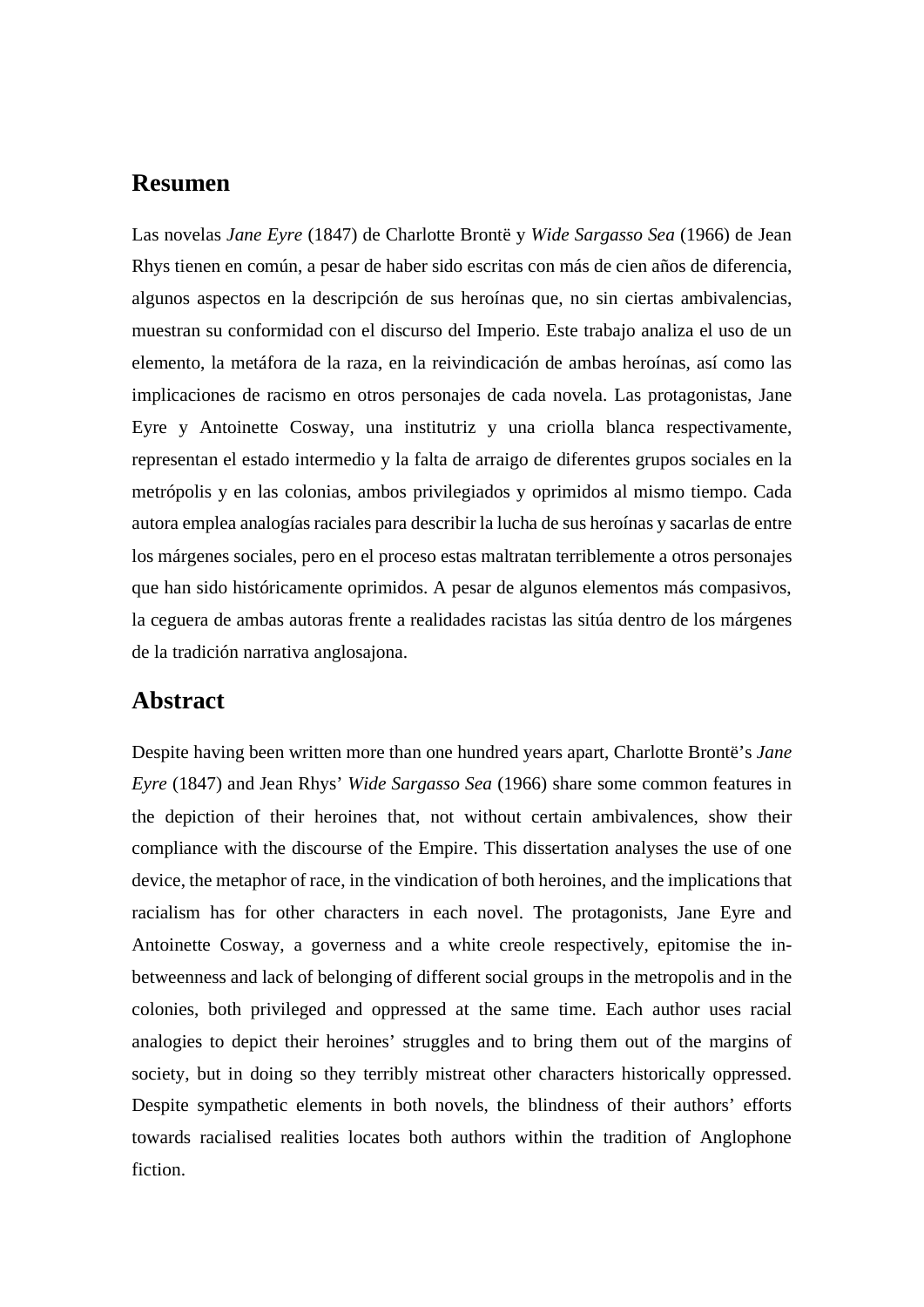## Resumen

Las novelas *Jane Eyre* (1847) de Charlotte Brontë y *Wide Sargasso Sea* (1966) de Jean Rhys tienen en común, a pesar de haber sido escritas con más de cien años de diferencia, algunos aspectos en la descripción de sus heroínas que, no sin ciertas ambivalencias, muestran su conformidad con el discurso del Imperio. Este trabajo analiza el uso de un elemento, la metáfora de la raza, en la reivindicación de ambas heroínas, así como las implicaciones de racismo en otros personajes de cada novela. Las protagonistas, Jane Eyre y Antoinette Cosway, una institutriz y una criolla blanca respectivamente, representan el estado intermedio y la falta de arraigo de diferentes grupos sociales en la metrópolis y en las colonias, ambos privilegiados y oprimidos al mismo tiempo. Cada autora emplea analogías raciales para describir la lucha de sus heroínas y sacarlas de entre los márgenes sociales, pero en el proceso estas maltratan terriblemente a otros personajes que han sido históricamente oprimidos. A pesar de algunos elementos más compasivos, la ceguera de ambas autoras frente a realidades racistas las sitúa dentro de los márgenes de la tradición narrativa anglosajona.

## Abstract

Despite having been written more than one hundred years apart, Charlotte Brontë's *Jane Eyre* (1847) and Jean Rhys' *Wide Sargasso Sea* (1966) share some common features in the depiction of their heroines that, not without certain ambivalences, show their compliance with the discourse of the Empire. This dissertation analyses the use of one device, the metaphor of race, in the vindication of both heroines, and the implications that racialism has for other characters in each novel. The protagonists, Jane Eyre and Antoinette Cosway, a governess and a white creole respectively, epitomise the in-betweenness and lack of belonging of different social groups in the metropolis and in the colonies, both privileged and oppressed at the same time. Each author uses racial analogies to depict their heroines' struggles and to bring them out of the margins of society, but in doing so they terribly mistreat other characters historically oppressed. Despite sympathetic elements in both novels, the blindness of their authors' efforts towards racialised realities locates both authors within the tradition of Anglophone fiction.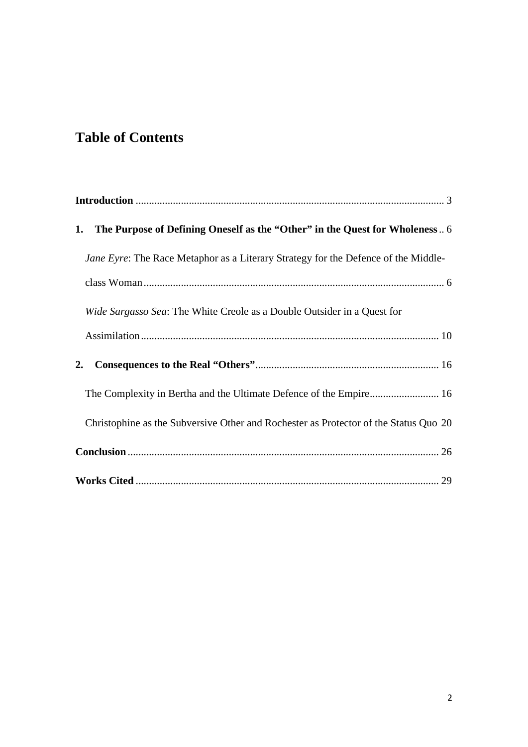# Table of Contents

**Introduction** .................................................................................................................. 3

**1. The Purpose of Defining Oneself as the "Other" in the Quest for Wholeness** .. 6

*Jane Eyre*: The Race Metaphor as a Literary Strategy for the Defence of the Middle-class Woman ................................................................................................................ 6

*Wide Sargasso Sea*: The White Creole as a Double Outsider in a Quest for Assimilation ............................................................................................................... 10

**2. Consequences to the Real "Others"** .................................................................... 16

The Complexity in Bertha and the Ultimate Defence of the Empire .......................... 16

Christophine as the Subversive Other and Rochester as Protector of the Status Quo 20

**Conclusion** ................................................................................................................... 26

**Works Cited** ................................................................................................................ 29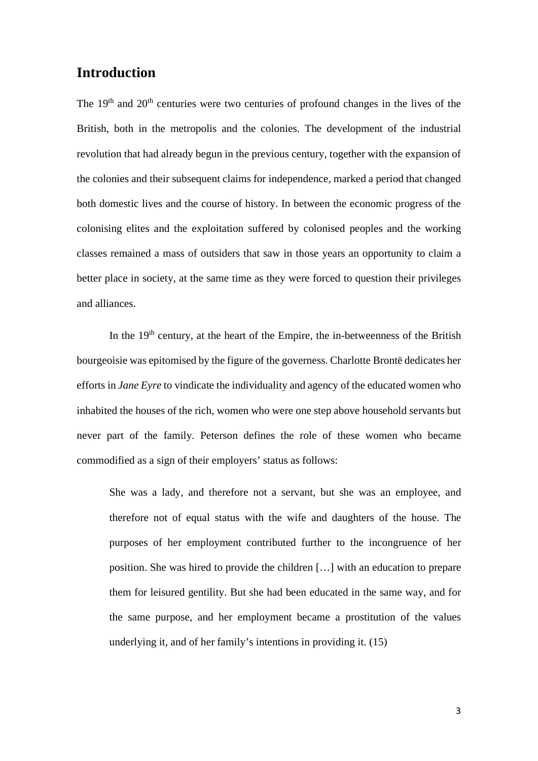## Introduction

The 19th and 20th centuries were two centuries of profound changes in the lives of the British, both in the metropolis and the colonies. The development of the industrial revolution that had already begun in the previous century, together with the expansion of the colonies and their subsequent claims for independence, marked a period that changed both domestic lives and the course of history. In between the economic progress of the colonising elites and the exploitation suffered by colonised peoples and the working classes remained a mass of outsiders that saw in those years an opportunity to claim a better place in society, at the same time as they were forced to question their privileges and alliances.

In the 19th century, at the heart of the Empire, the in-betweenness of the British bourgeoisie was epitomised by the figure of the governess. Charlotte Brontë dedicates her efforts in *Jane Eyre* to vindicate the individuality and agency of the educated women who inhabited the houses of the rich, women who were one step above household servants but never part of the family. Peterson defines the role of these women who became commodified as a sign of their employers' status as follows:

> She was a lady, and therefore not a servant, but she was an employee, and therefore not of equal status with the wife and daughters of the house. The purposes of her employment contributed further to the incongruence of her position. She was hired to provide the children […] with an education to prepare them for leisured gentility. But she had been educated in the same way, and for the same purpose, and her employment became a prostitution of the values underlying it, and of her family's intentions in providing it. (15)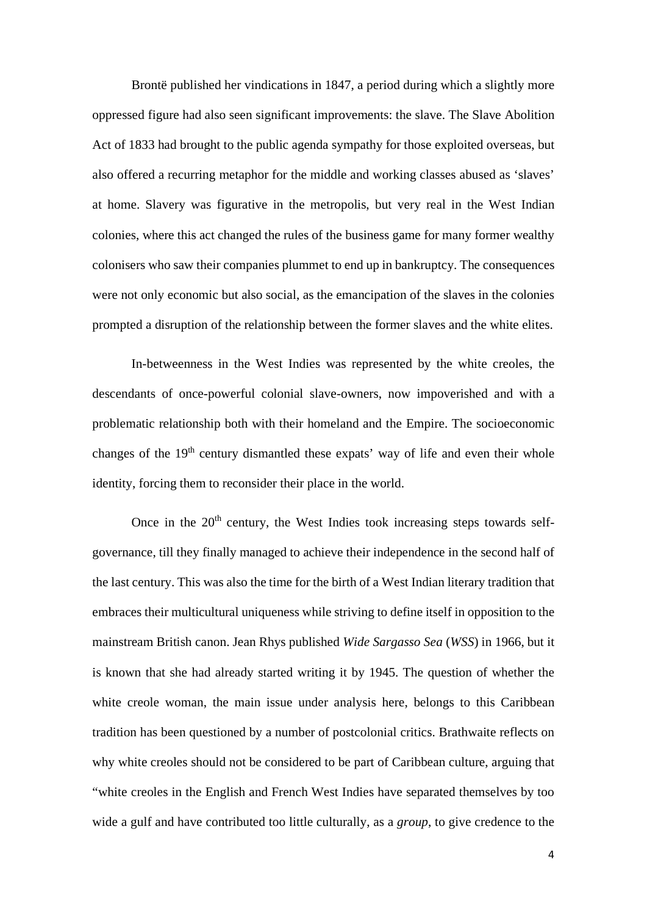Brontë published her vindications in 1847, a period during which a slightly more oppressed figure had also seen significant improvements: the slave. The Slave Abolition Act of 1833 had brought to the public agenda sympathy for those exploited overseas, but also offered a recurring metaphor for the middle and working classes abused as 'slaves' at home. Slavery was figurative in the metropolis, but very real in the West Indian colonies, where this act changed the rules of the business game for many former wealthy colonisers who saw their companies plummet to end up in bankruptcy. The consequences were not only economic but also social, as the emancipation of the slaves in the colonies prompted a disruption of the relationship between the former slaves and the white elites.

In-betweenness in the West Indies was represented by the white creoles, the descendants of once-powerful colonial slave-owners, now impoverished and with a problematic relationship both with their homeland and the Empire. The socioeconomic changes of the 19th century dismantled these expats' way of life and even their whole identity, forcing them to reconsider their place in the world.

Once in the 20th century, the West Indies took increasing steps towards self-governance, till they finally managed to achieve their independence in the second half of the last century. This was also the time for the birth of a West Indian literary tradition that embraces their multicultural uniqueness while striving to define itself in opposition to the mainstream British canon. Jean Rhys published *Wide Sargasso Sea* (*WSS*) in 1966, but it is known that she had already started writing it by 1945. The question of whether the white creole woman, the main issue under analysis here, belongs to this Caribbean tradition has been questioned by a number of postcolonial critics. Brathwaite reflects on why white creoles should not be considered to be part of Caribbean culture, arguing that "white creoles in the English and French West Indies have separated themselves by too wide a gulf and have contributed too little culturally, as a *group*, to give credence to the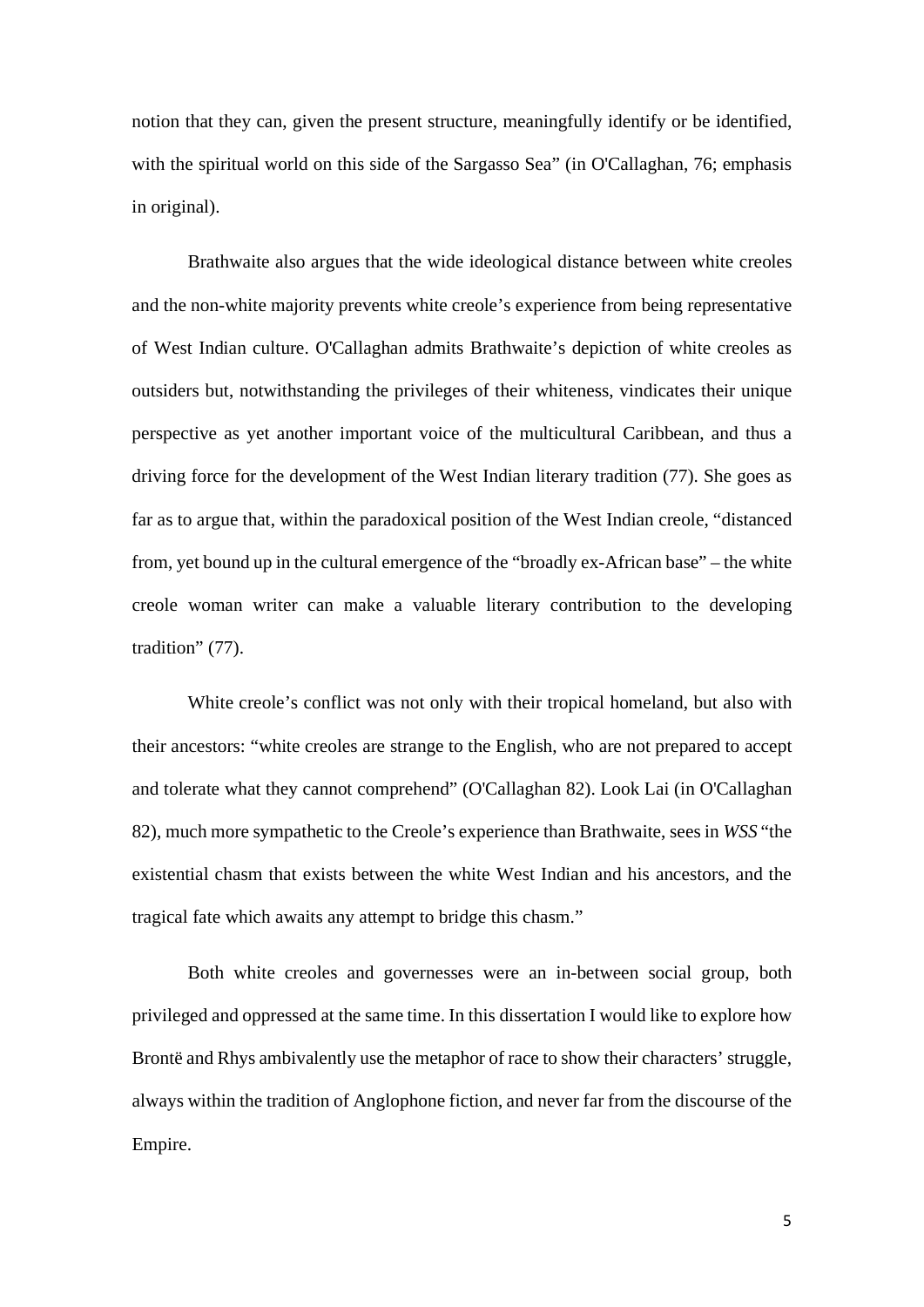notion that they can, given the present structure, meaningfully identify or be identified, with the spiritual world on this side of the Sargasso Sea" (in O'Callaghan, 76; emphasis in original).

Brathwaite also argues that the wide ideological distance between white creoles and the non-white majority prevents white creole's experience from being representative of West Indian culture. O'Callaghan admits Brathwaite's depiction of white creoles as outsiders but, notwithstanding the privileges of their whiteness, vindicates their unique perspective as yet another important voice of the multicultural Caribbean, and thus a driving force for the development of the West Indian literary tradition (77). She goes as far as to argue that, within the paradoxical position of the West Indian creole, "distanced from, yet bound up in the cultural emergence of the "broadly ex-African base" – the white creole woman writer can make a valuable literary contribution to the developing tradition" (77).

White creole's conflict was not only with their tropical homeland, but also with their ancestors: "white creoles are strange to the English, who are not prepared to accept and tolerate what they cannot comprehend" (O'Callaghan 82). Look Lai (in O'Callaghan 82), much more sympathetic to the Creole's experience than Brathwaite, sees in *WSS* "the existential chasm that exists between the white West Indian and his ancestors, and the tragical fate which awaits any attempt to bridge this chasm."

Both white creoles and governesses were an in-between social group, both privileged and oppressed at the same time. In this dissertation I would like to explore how Brontë and Rhys ambivalently use the metaphor of race to show their characters' struggle, always within the tradition of Anglophone fiction, and never far from the discourse of the Empire.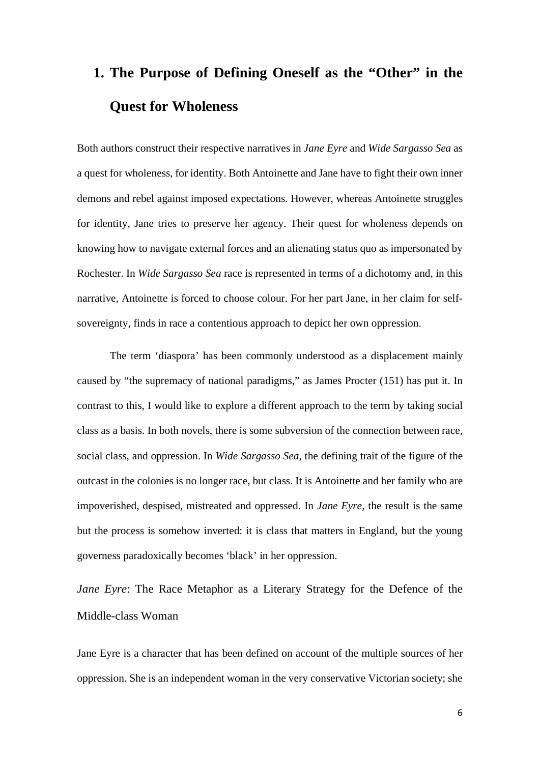# 1. The Purpose of Defining Oneself as the "Other" in the Quest for Wholeness

Both authors construct their respective narratives in *Jane Eyre* and *Wide Sargasso Sea* as a quest for wholeness, for identity. Both Antoinette and Jane have to fight their own inner demons and rebel against imposed expectations. However, whereas Antoinette struggles for identity, Jane tries to preserve her agency. Their quest for wholeness depends on knowing how to navigate external forces and an alienating status quo as impersonated by Rochester. In *Wide Sargasso Sea* race is represented in terms of a dichotomy and, in this narrative, Antoinette is forced to choose colour. For her part Jane, in her claim for self-sovereignty, finds in race a contentious approach to depict her own oppression.

The term 'diaspora' has been commonly understood as a displacement mainly caused by "the supremacy of national paradigms," as James Procter (151) has put it. In contrast to this, I would like to explore a different approach to the term by taking social class as a basis. In both novels, there is some subversion of the connection between race, social class, and oppression. In *Wide Sargasso Sea*, the defining trait of the figure of the outcast in the colonies is no longer race, but class. It is Antoinette and her family who are impoverished, despised, mistreated and oppressed. In *Jane Eyre*, the result is the same but the process is somehow inverted: it is class that matters in England, but the young governess paradoxically becomes 'black' in her oppression.

## *Jane Eyre*: The Race Metaphor as a Literary Strategy for the Defence of the Middle-class Woman

Jane Eyre is a character that has been defined on account of the multiple sources of her oppression. She is an independent woman in the very conservative Victorian society; she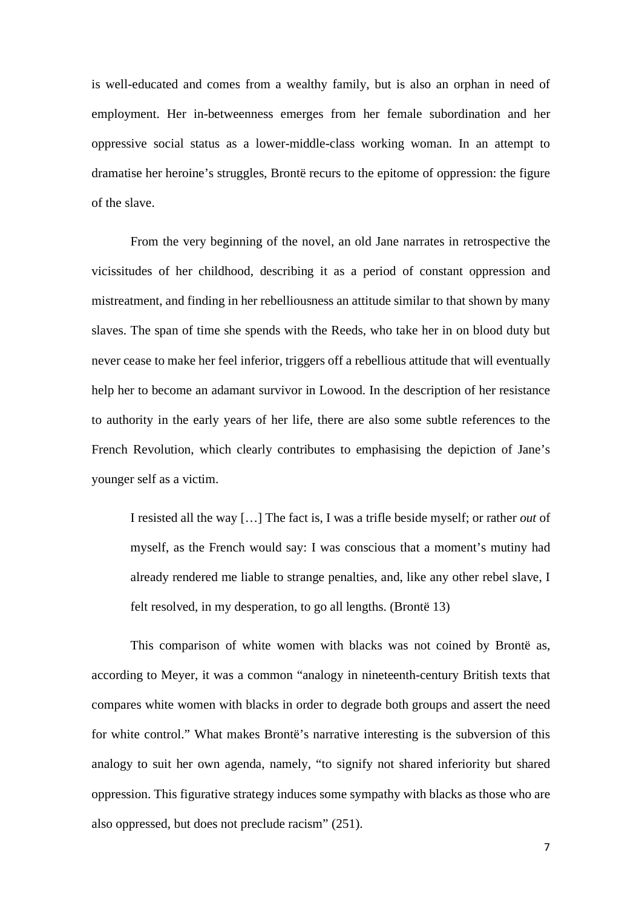is well-educated and comes from a wealthy family, but is also an orphan in need of employment. Her in-betweenness emerges from her female subordination and her oppressive social status as a lower-middle-class working woman. In an attempt to dramatise her heroine's struggles, Brontë recurs to the epitome of oppression: the figure of the slave.

From the very beginning of the novel, an old Jane narrates in retrospective the vicissitudes of her childhood, describing it as a period of constant oppression and mistreatment, and finding in her rebelliousness an attitude similar to that shown by many slaves. The span of time she spends with the Reeds, who take her in on blood duty but never cease to make her feel inferior, triggers off a rebellious attitude that will eventually help her to become an adamant survivor in Lowood. In the description of her resistance to authority in the early years of her life, there are also some subtle references to the French Revolution, which clearly contributes to emphasising the depiction of Jane's younger self as a victim.

> I resisted all the way […] The fact is, I was a trifle beside myself; or rather *out* of myself, as the French would say: I was conscious that a moment's mutiny had already rendered me liable to strange penalties, and, like any other rebel slave, I felt resolved, in my desperation, to go all lengths. (Brontë 13)

This comparison of white women with blacks was not coined by Brontë as, according to Meyer, it was a common "analogy in nineteenth-century British texts that compares white women with blacks in order to degrade both groups and assert the need for white control." What makes Brontë's narrative interesting is the subversion of this analogy to suit her own agenda, namely, "to signify not shared inferiority but shared oppression. This figurative strategy induces some sympathy with blacks as those who are also oppressed, but does not preclude racism" (251).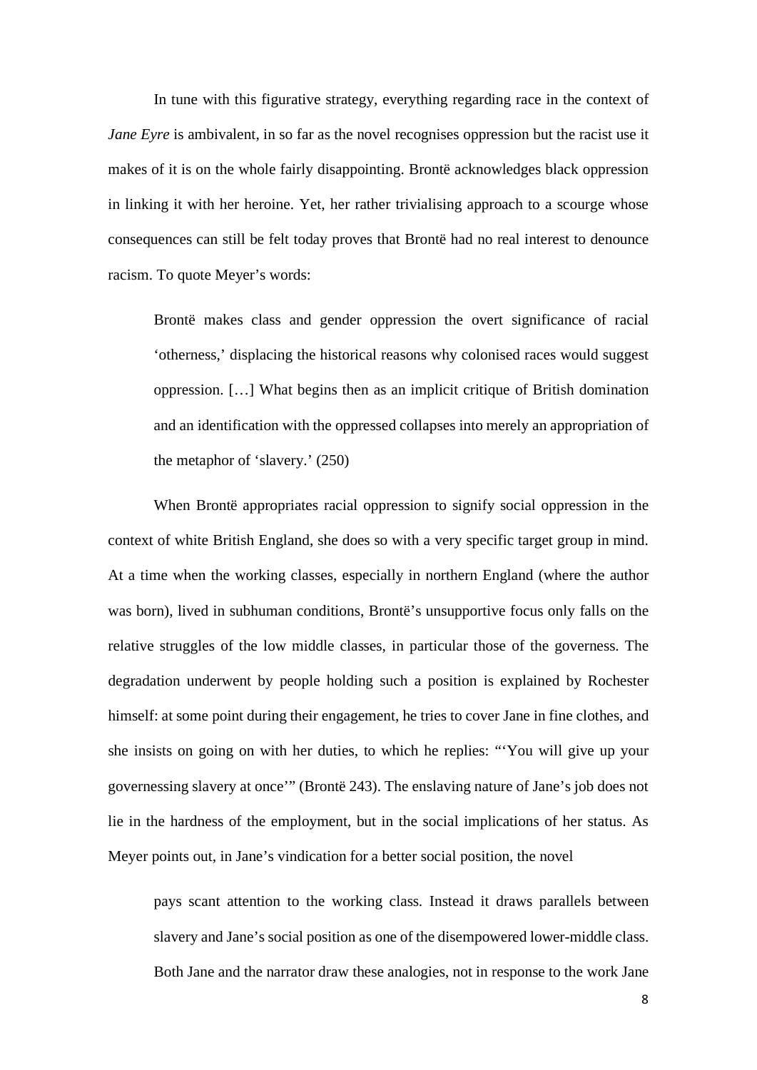In tune with this figurative strategy, everything regarding race in the context of *Jane Eyre* is ambivalent, in so far as the novel recognises oppression but the racist use it makes of it is on the whole fairly disappointing. Brontë acknowledges black oppression in linking it with her heroine. Yet, her rather trivialising approach to a scourge whose consequences can still be felt today proves that Brontë had no real interest to denounce racism. To quote Meyer's words:

> Brontë makes class and gender oppression the overt significance of racial 'otherness,' displacing the historical reasons why colonised races would suggest oppression. […] What begins then as an implicit critique of British domination and an identification with the oppressed collapses into merely an appropriation of the metaphor of 'slavery.' (250)

When Brontë appropriates racial oppression to signify social oppression in the context of white British England, she does so with a very specific target group in mind. At a time when the working classes, especially in northern England (where the author was born), lived in subhuman conditions, Brontë's unsupportive focus only falls on the relative struggles of the low middle classes, in particular those of the governess. The degradation underwent by people holding such a position is explained by Rochester himself: at some point during their engagement, he tries to cover Jane in fine clothes, and she insists on going on with her duties, to which he replies: "'You will give up your governessing slavery at once'" (Brontë 243). The enslaving nature of Jane's job does not lie in the hardness of the employment, but in the social implications of her status. As Meyer points out, in Jane's vindication for a better social position, the novel

> pays scant attention to the working class. Instead it draws parallels between slavery and Jane's social position as one of the disempowered lower-middle class. Both Jane and the narrator draw these analogies, not in response to the work Jane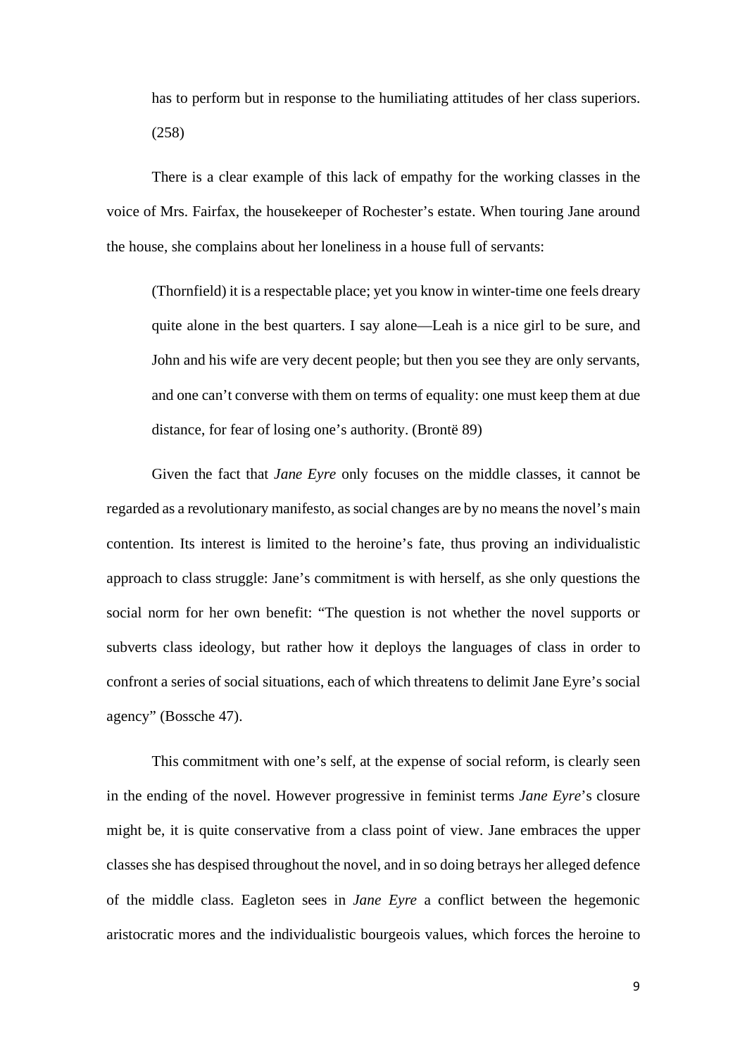has to perform but in response to the humiliating attitudes of her class superiors. (258)

There is a clear example of this lack of empathy for the working classes in the voice of Mrs. Fairfax, the housekeeper of Rochester's estate. When touring Jane around the house, she complains about her loneliness in a house full of servants:

> (Thornfield) it is a respectable place; yet you know in winter-time one feels dreary quite alone in the best quarters. I say alone—Leah is a nice girl to be sure, and John and his wife are very decent people; but then you see they are only servants, and one can't converse with them on terms of equality: one must keep them at due distance, for fear of losing one's authority. (Brontë 89)

Given the fact that *Jane Eyre* only focuses on the middle classes, it cannot be regarded as a revolutionary manifesto, as social changes are by no means the novel's main contention. Its interest is limited to the heroine's fate, thus proving an individualistic approach to class struggle: Jane's commitment is with herself, as she only questions the social norm for her own benefit: "The question is not whether the novel supports or subverts class ideology, but rather how it deploys the languages of class in order to confront a series of social situations, each of which threatens to delimit Jane Eyre's social agency" (Bossche 47).

This commitment with one's self, at the expense of social reform, is clearly seen in the ending of the novel. However progressive in feminist terms *Jane Eyre*'s closure might be, it is quite conservative from a class point of view. Jane embraces the upper classes she has despised throughout the novel, and in so doing betrays her alleged defence of the middle class. Eagleton sees in *Jane Eyre* a conflict between the hegemonic aristocratic mores and the individualistic bourgeois values, which forces the heroine to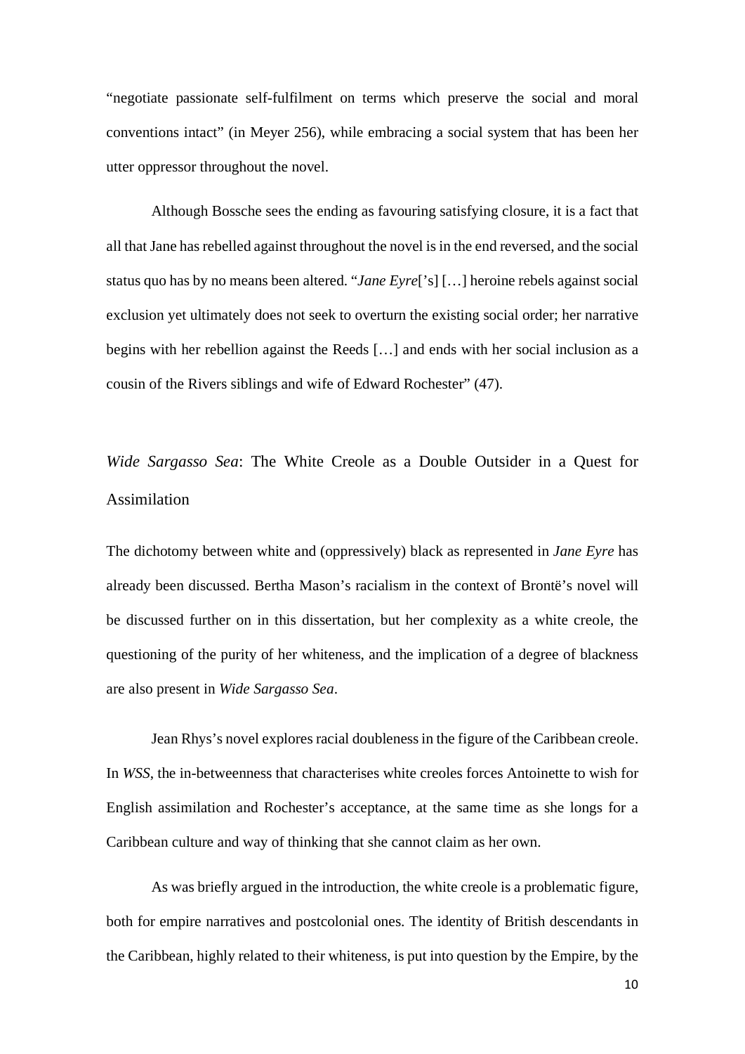"negotiate passionate self-fulfilment on terms which preserve the social and moral conventions intact" (in Meyer 256), while embracing a social system that has been her utter oppressor throughout the novel.

Although Bossche sees the ending as favouring satisfying closure, it is a fact that all that Jane has rebelled against throughout the novel is in the end reversed, and the social status quo has by no means been altered. "*Jane Eyre*['s] […] heroine rebels against social exclusion yet ultimately does not seek to overturn the existing social order; her narrative begins with her rebellion against the Reeds […] and ends with her social inclusion as a cousin of the Rivers siblings and wife of Edward Rochester" (47).

## *Wide Sargasso Sea*: The White Creole as a Double Outsider in a Quest for Assimilation

The dichotomy between white and (oppressively) black as represented in *Jane Eyre* has already been discussed. Bertha Mason's racialism in the context of Brontë's novel will be discussed further on in this dissertation, but her complexity as a white creole, the questioning of the purity of her whiteness, and the implication of a degree of blackness are also present in *Wide Sargasso Sea*.

Jean Rhys's novel explores racial doubleness in the figure of the Caribbean creole. In *WSS*, the in-betweenness that characterises white creoles forces Antoinette to wish for English assimilation and Rochester's acceptance, at the same time as she longs for a Caribbean culture and way of thinking that she cannot claim as her own.

As was briefly argued in the introduction, the white creole is a problematic figure, both for empire narratives and postcolonial ones. The identity of British descendants in the Caribbean, highly related to their whiteness, is put into question by the Empire, by the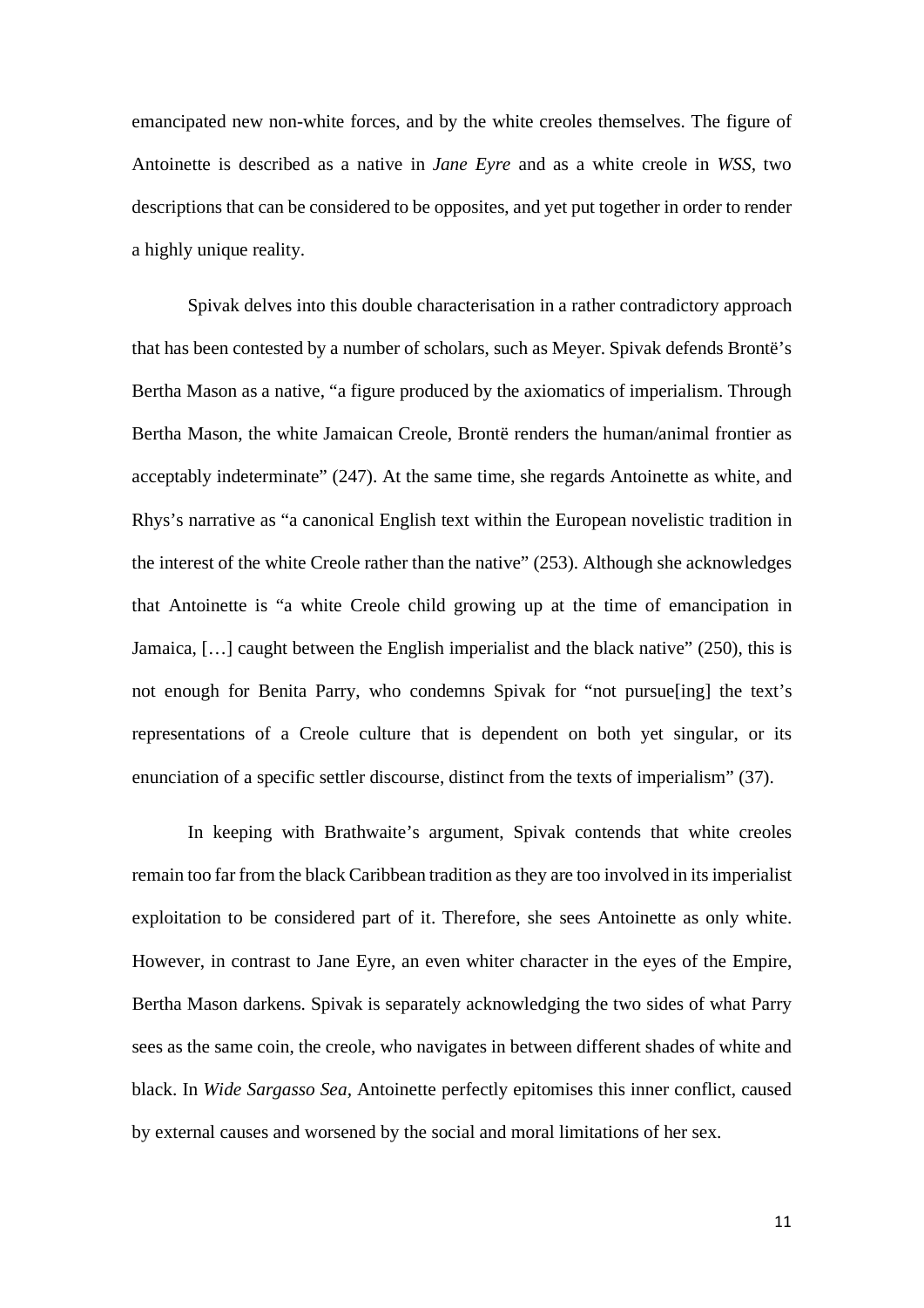emancipated new non-white forces, and by the white creoles themselves. The figure of Antoinette is described as a native in *Jane Eyre* and as a white creole in *WSS*, two descriptions that can be considered to be opposites, and yet put together in order to render a highly unique reality.

Spivak delves into this double characterisation in a rather contradictory approach that has been contested by a number of scholars, such as Meyer. Spivak defends Brontë's Bertha Mason as a native, "a figure produced by the axiomatics of imperialism. Through Bertha Mason, the white Jamaican Creole, Brontë renders the human/animal frontier as acceptably indeterminate" (247). At the same time, she regards Antoinette as white, and Rhys's narrative as "a canonical English text within the European novelistic tradition in the interest of the white Creole rather than the native" (253). Although she acknowledges that Antoinette is "a white Creole child growing up at the time of emancipation in Jamaica, […] caught between the English imperialist and the black native" (250), this is not enough for Benita Parry, who condemns Spivak for "not pursue[ing] the text's representations of a Creole culture that is dependent on both yet singular, or its enunciation of a specific settler discourse, distinct from the texts of imperialism" (37).

In keeping with Brathwaite's argument, Spivak contends that white creoles remain too far from the black Caribbean tradition as they are too involved in its imperialist exploitation to be considered part of it. Therefore, she sees Antoinette as only white. However, in contrast to Jane Eyre, an even whiter character in the eyes of the Empire, Bertha Mason darkens. Spivak is separately acknowledging the two sides of what Parry sees as the same coin, the creole, who navigates in between different shades of white and black. In *Wide Sargasso Sea*, Antoinette perfectly epitomises this inner conflict, caused by external causes and worsened by the social and moral limitations of her sex.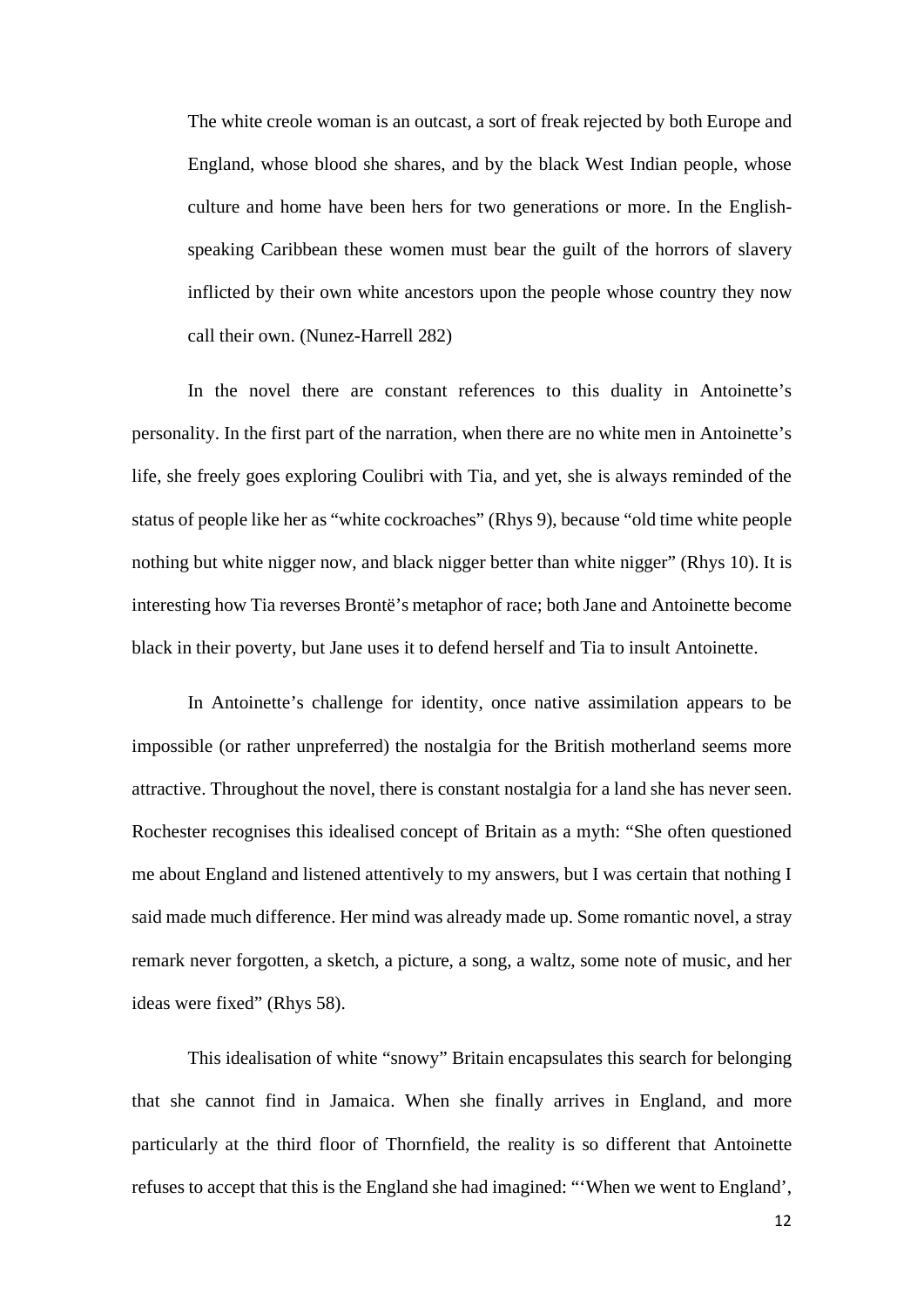> The white creole woman is an outcast, a sort of freak rejected by both Europe and England, whose blood she shares, and by the black West Indian people, whose culture and home have been hers for two generations or more. In the English-speaking Caribbean these women must bear the guilt of the horrors of slavery inflicted by their own white ancestors upon the people whose country they now call their own. (Nunez-Harrell 282)

In the novel there are constant references to this duality in Antoinette's personality. In the first part of the narration, when there are no white men in Antoinette's life, she freely goes exploring Coulibri with Tia, and yet, she is always reminded of the status of people like her as "white cockroaches" (Rhys 9), because "old time white people nothing but white nigger now, and black nigger better than white nigger" (Rhys 10). It is interesting how Tia reverses Brontë's metaphor of race; both Jane and Antoinette become black in their poverty, but Jane uses it to defend herself and Tia to insult Antoinette.

In Antoinette's challenge for identity, once native assimilation appears to be impossible (or rather unpreferred) the nostalgia for the British motherland seems more attractive. Throughout the novel, there is constant nostalgia for a land she has never seen. Rochester recognises this idealised concept of Britain as a myth: "She often questioned me about England and listened attentively to my answers, but I was certain that nothing I said made much difference. Her mind was already made up. Some romantic novel, a stray remark never forgotten, a sketch, a picture, a song, a waltz, some note of music, and her ideas were fixed" (Rhys 58).

This idealisation of white "snowy" Britain encapsulates this search for belonging that she cannot find in Jamaica. When she finally arrives in England, and more particularly at the third floor of Thornfield, the reality is so different that Antoinette refuses to accept that this is the England she had imagined: "'When we went to England',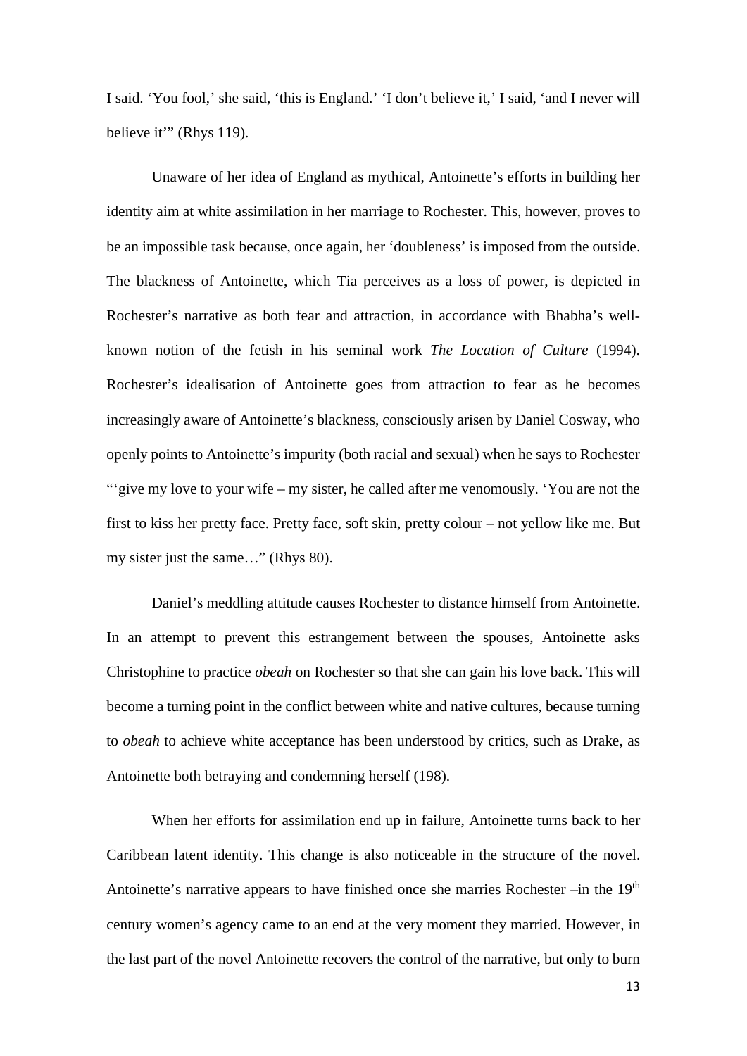I said. 'You fool,' she said, 'this is England.' 'I don't believe it,' I said, 'and I never will believe it'" (Rhys 119).

Unaware of her idea of England as mythical, Antoinette's efforts in building her identity aim at white assimilation in her marriage to Rochester. This, however, proves to be an impossible task because, once again, her 'doubleness' is imposed from the outside. The blackness of Antoinette, which Tia perceives as a loss of power, is depicted in Rochester's narrative as both fear and attraction, in accordance with Bhabha's well-known notion of the fetish in his seminal work *The Location of Culture* (1994). Rochester's idealisation of Antoinette goes from attraction to fear as he becomes increasingly aware of Antoinette's blackness, consciously arisen by Daniel Cosway, who openly points to Antoinette's impurity (both racial and sexual) when he says to Rochester "'give my love to your wife – my sister, he called after me venomously. 'You are not the first to kiss her pretty face. Pretty face, soft skin, pretty colour – not yellow like me. But my sister just the same…" (Rhys 80).

Daniel's meddling attitude causes Rochester to distance himself from Antoinette. In an attempt to prevent this estrangement between the spouses, Antoinette asks Christophine to practice *obeah* on Rochester so that she can gain his love back. This will become a turning point in the conflict between white and native cultures, because turning to *obeah* to achieve white acceptance has been understood by critics, such as Drake, as Antoinette both betraying and condemning herself (198).

When her efforts for assimilation end up in failure, Antoinette turns back to her Caribbean latent identity. This change is also noticeable in the structure of the novel. Antoinette's narrative appears to have finished once she marries Rochester –in the 19th century women's agency came to an end at the very moment they married. However, in the last part of the novel Antoinette recovers the control of the narrative, but only to burn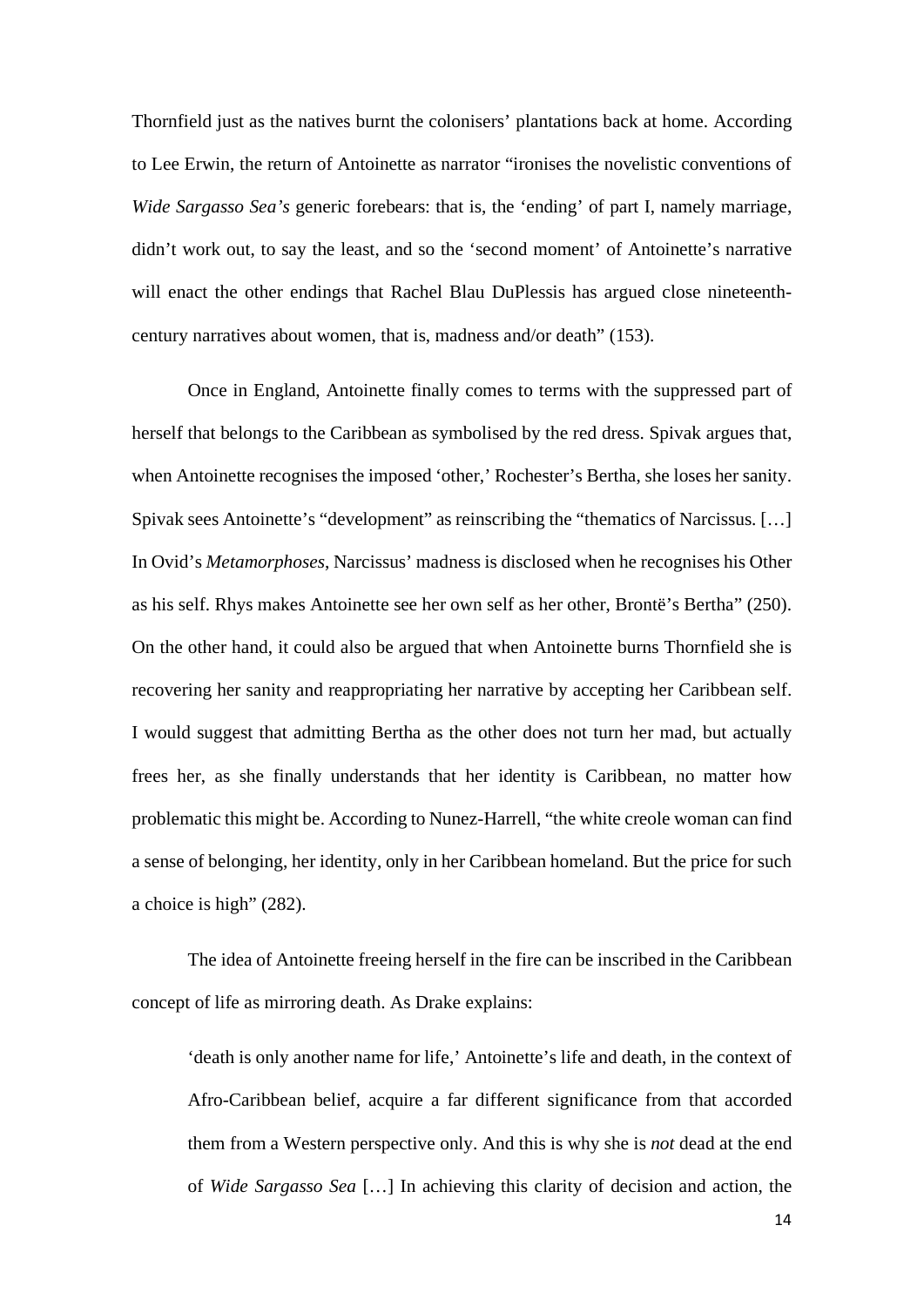Thornfield just as the natives burnt the colonisers' plantations back at home. According to Lee Erwin, the return of Antoinette as narrator "ironises the novelistic conventions of *Wide Sargasso Sea's* generic forebears: that is, the 'ending' of part I, namely marriage, didn't work out, to say the least, and so the 'second moment' of Antoinette's narrative will enact the other endings that Rachel Blau DuPlessis has argued close nineteenth-century narratives about women, that is, madness and/or death" (153).

Once in England, Antoinette finally comes to terms with the suppressed part of herself that belongs to the Caribbean as symbolised by the red dress. Spivak argues that, when Antoinette recognises the imposed 'other,' Rochester's Bertha, she loses her sanity. Spivak sees Antoinette's "development" as reinscribing the "thematics of Narcissus. […] In Ovid's *Metamorphoses*, Narcissus' madness is disclosed when he recognises his Other as his self. Rhys makes Antoinette see her own self as her other, Brontë's Bertha" (250). On the other hand, it could also be argued that when Antoinette burns Thornfield she is recovering her sanity and reappropriating her narrative by accepting her Caribbean self. I would suggest that admitting Bertha as the other does not turn her mad, but actually frees her, as she finally understands that her identity is Caribbean, no matter how problematic this might be. According to Nunez-Harrell, "the white creole woman can find a sense of belonging, her identity, only in her Caribbean homeland. But the price for such a choice is high" (282).

The idea of Antoinette freeing herself in the fire can be inscribed in the Caribbean concept of life as mirroring death. As Drake explains:

> 'death is only another name for life,' Antoinette's life and death, in the context of Afro-Caribbean belief, acquire a far different significance from that accorded them from a Western perspective only. And this is why she is *not* dead at the end of *Wide Sargasso Sea* […] In achieving this clarity of decision and action, the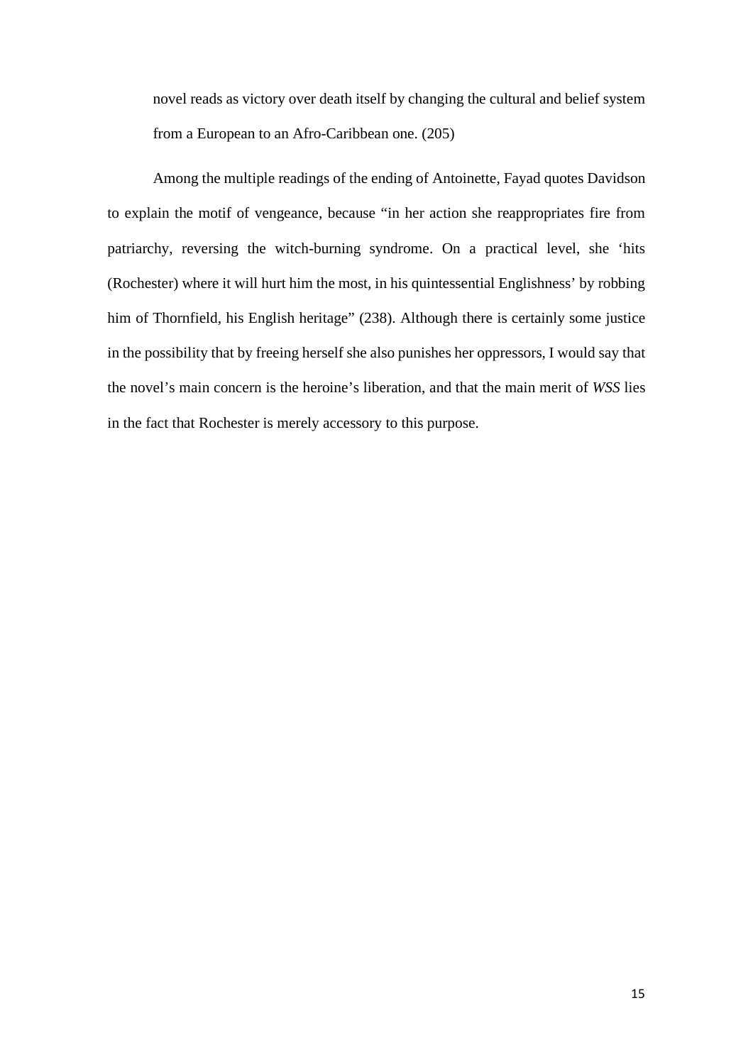> novel reads as victory over death itself by changing the cultural and belief system from a European to an Afro-Caribbean one. (205)

Among the multiple readings of the ending of Antoinette, Fayad quotes Davidson to explain the motif of vengeance, because "in her action she reappropriates fire from patriarchy, reversing the witch-burning syndrome. On a practical level, she 'hits (Rochester) where it will hurt him the most, in his quintessential Englishness' by robbing him of Thornfield, his English heritage" (238). Although there is certainly some justice in the possibility that by freeing herself she also punishes her oppressors, I would say that the novel's main concern is the heroine's liberation, and that the main merit of *WSS* lies in the fact that Rochester is merely accessory to this purpose.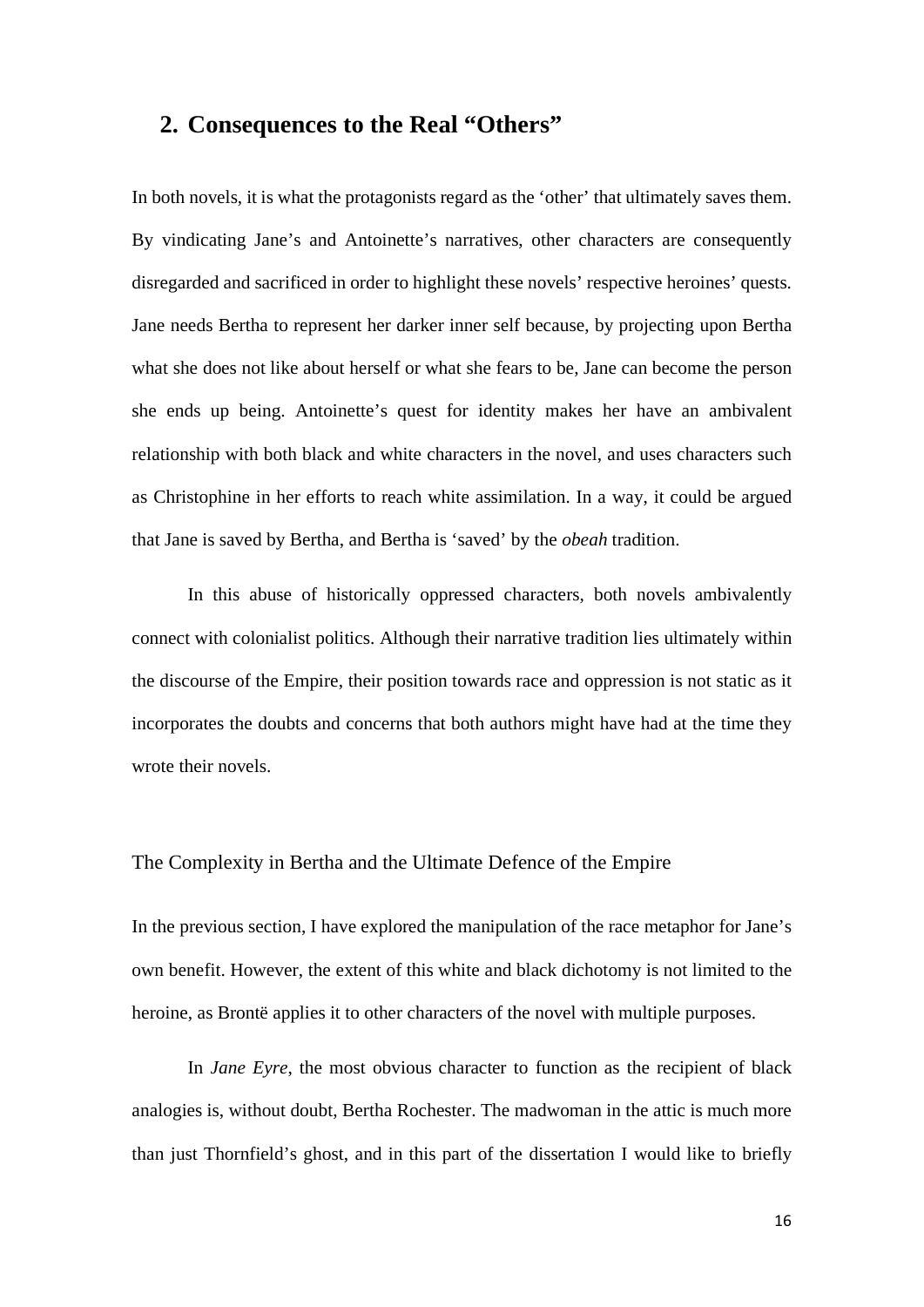## 2. Consequences to the Real "Others"

In both novels, it is what the protagonists regard as the 'other' that ultimately saves them. By vindicating Jane's and Antoinette's narratives, other characters are consequently disregarded and sacrificed in order to highlight these novels' respective heroines' quests. Jane needs Bertha to represent her darker inner self because, by projecting upon Bertha what she does not like about herself or what she fears to be, Jane can become the person she ends up being. Antoinette's quest for identity makes her have an ambivalent relationship with both black and white characters in the novel, and uses characters such as Christophine in her efforts to reach white assimilation. In a way, it could be argued that Jane is saved by Bertha, and Bertha is 'saved' by the *obeah* tradition.

In this abuse of historically oppressed characters, both novels ambivalently connect with colonialist politics. Although their narrative tradition lies ultimately within the discourse of the Empire, their position towards race and oppression is not static as it incorporates the doubts and concerns that both authors might have had at the time they wrote their novels.

### The Complexity in Bertha and the Ultimate Defence of the Empire

In the previous section, I have explored the manipulation of the race metaphor for Jane's own benefit. However, the extent of this white and black dichotomy is not limited to the heroine, as Brontë applies it to other characters of the novel with multiple purposes.

In *Jane Eyre*, the most obvious character to function as the recipient of black analogies is, without doubt, Bertha Rochester. The madwoman in the attic is much more than just Thornfield's ghost, and in this part of the dissertation I would like to briefly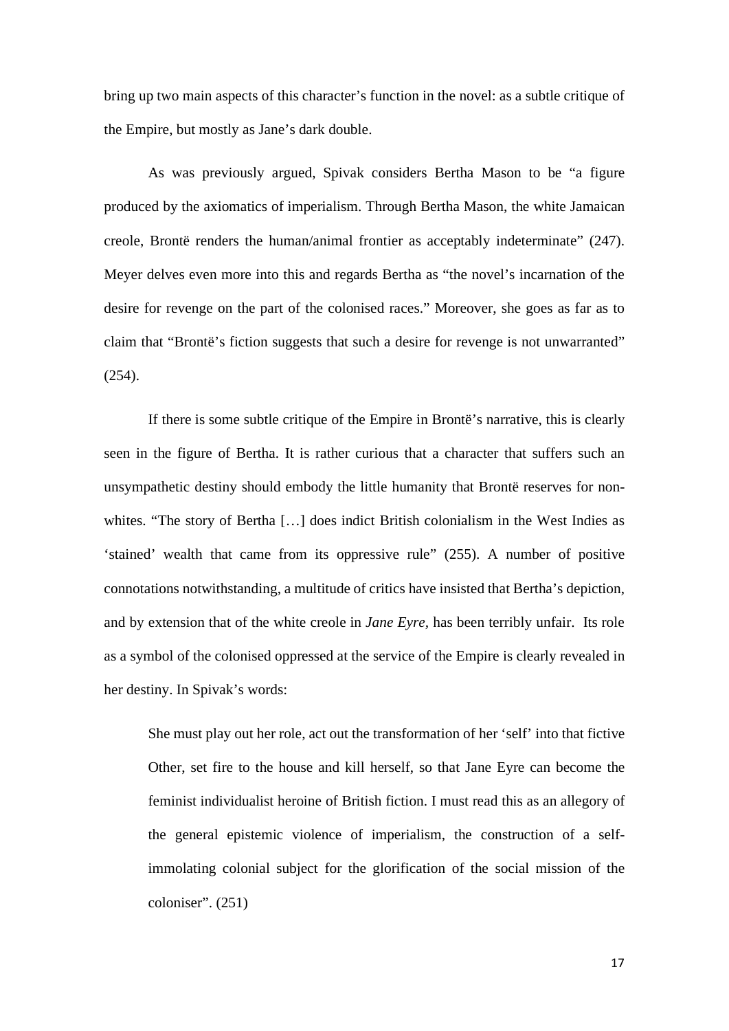bring up two main aspects of this character's function in the novel: as a subtle critique of the Empire, but mostly as Jane's dark double.

As was previously argued, Spivak considers Bertha Mason to be "a figure produced by the axiomatics of imperialism. Through Bertha Mason, the white Jamaican creole, Brontë renders the human/animal frontier as acceptably indeterminate" (247). Meyer delves even more into this and regards Bertha as "the novel's incarnation of the desire for revenge on the part of the colonised races." Moreover, she goes as far as to claim that "Brontë's fiction suggests that such a desire for revenge is not unwarranted" (254).

If there is some subtle critique of the Empire in Brontë's narrative, this is clearly seen in the figure of Bertha. It is rather curious that a character that suffers such an unsympathetic destiny should embody the little humanity that Brontë reserves for non-whites. "The story of Bertha […] does indict British colonialism in the West Indies as 'stained' wealth that came from its oppressive rule" (255). A number of positive connotations notwithstanding, a multitude of critics have insisted that Bertha's depiction, and by extension that of the white creole in *Jane Eyre*, has been terribly unfair. Its role as a symbol of the colonised oppressed at the service of the Empire is clearly revealed in her destiny. In Spivak's words:

> She must play out her role, act out the transformation of her 'self' into that fictive Other, set fire to the house and kill herself, so that Jane Eyre can become the feminist individualist heroine of British fiction. I must read this as an allegory of the general epistemic violence of imperialism, the construction of a self-immolating colonial subject for the glorification of the social mission of the coloniser". (251)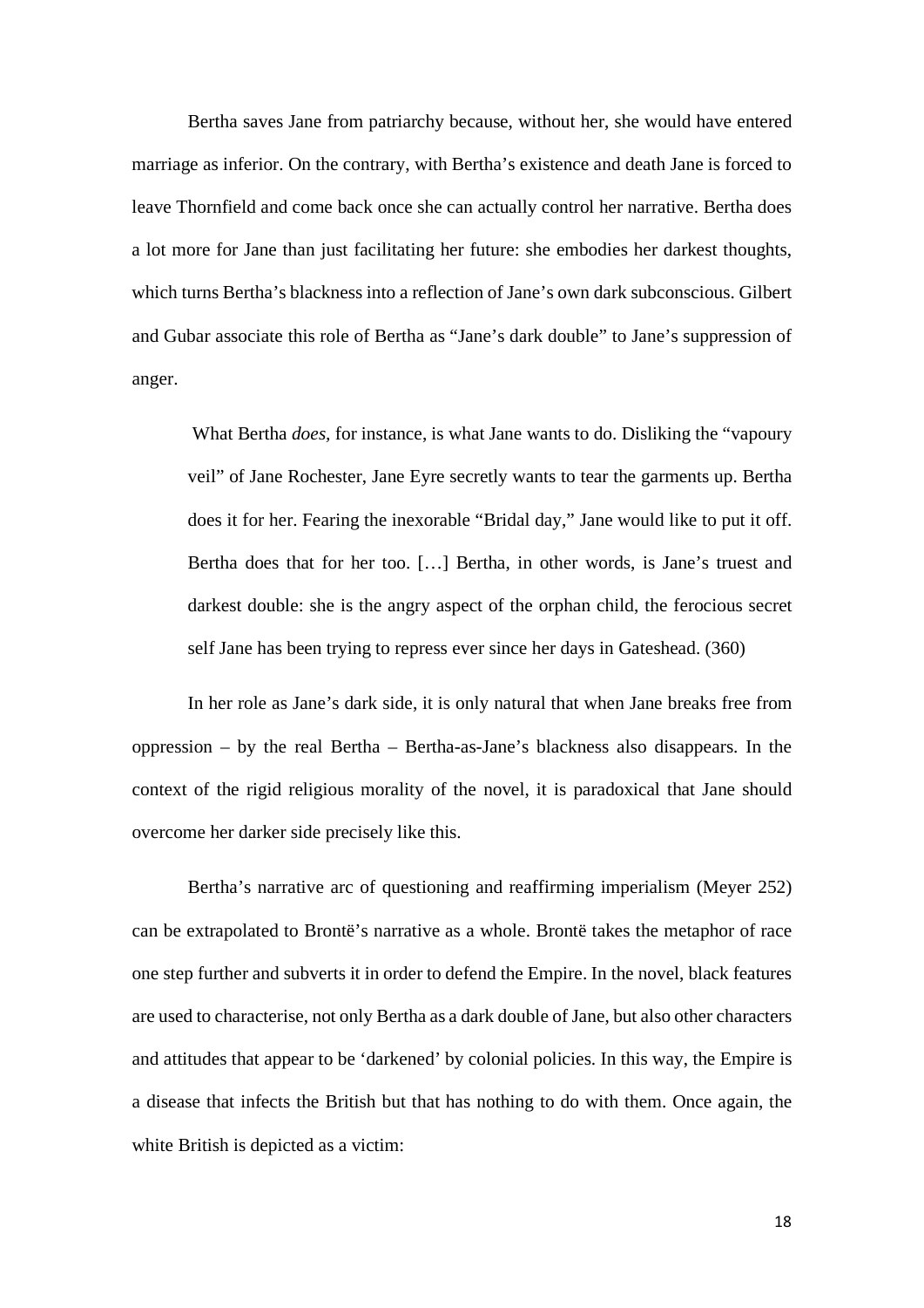Bertha saves Jane from patriarchy because, without her, she would have entered marriage as inferior. On the contrary, with Bertha's existence and death Jane is forced to leave Thornfield and come back once she can actually control her narrative. Bertha does a lot more for Jane than just facilitating her future: she embodies her darkest thoughts, which turns Bertha's blackness into a reflection of Jane's own dark subconscious. Gilbert and Gubar associate this role of Bertha as "Jane's dark double" to Jane's suppression of anger.

> What Bertha *does*, for instance, is what Jane wants to do. Disliking the "vapoury veil" of Jane Rochester, Jane Eyre secretly wants to tear the garments up. Bertha does it for her. Fearing the inexorable "Bridal day," Jane would like to put it off. Bertha does that for her too. […] Bertha, in other words, is Jane's truest and darkest double: she is the angry aspect of the orphan child, the ferocious secret self Jane has been trying to repress ever since her days in Gateshead. (360)

In her role as Jane's dark side, it is only natural that when Jane breaks free from oppression – by the real Bertha – Bertha-as-Jane's blackness also disappears. In the context of the rigid religious morality of the novel, it is paradoxical that Jane should overcome her darker side precisely like this.

Bertha's narrative arc of questioning and reaffirming imperialism (Meyer 252) can be extrapolated to Brontë's narrative as a whole. Brontë takes the metaphor of race one step further and subverts it in order to defend the Empire. In the novel, black features are used to characterise, not only Bertha as a dark double of Jane, but also other characters and attitudes that appear to be 'darkened' by colonial policies. In this way, the Empire is a disease that infects the British but that has nothing to do with them. Once again, the white British is depicted as a victim: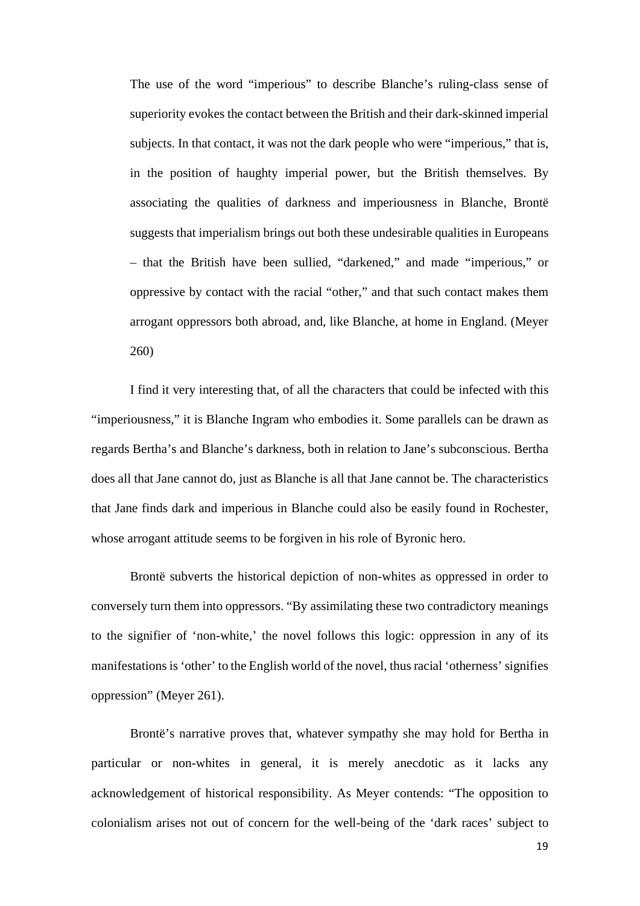> The use of the word "imperious" to describe Blanche's ruling-class sense of superiority evokes the contact between the British and their dark-skinned imperial subjects. In that contact, it was not the dark people who were "imperious," that is, in the position of haughty imperial power, but the British themselves. By associating the qualities of darkness and imperiousness in Blanche, Brontë suggests that imperialism brings out both these undesirable qualities in Europeans – that the British have been sullied, "darkened," and made "imperious," or oppressive by contact with the racial "other," and that such contact makes them arrogant oppressors both abroad, and, like Blanche, at home in England. (Meyer 260)

I find it very interesting that, of all the characters that could be infected with this "imperiousness," it is Blanche Ingram who embodies it. Some parallels can be drawn as regards Bertha's and Blanche's darkness, both in relation to Jane's subconscious. Bertha does all that Jane cannot do, just as Blanche is all that Jane cannot be. The characteristics that Jane finds dark and imperious in Blanche could also be easily found in Rochester, whose arrogant attitude seems to be forgiven in his role of Byronic hero.

Brontë subverts the historical depiction of non-whites as oppressed in order to conversely turn them into oppressors. "By assimilating these two contradictory meanings to the signifier of 'non-white,' the novel follows this logic: oppression in any of its manifestations is 'other' to the English world of the novel, thus racial 'otherness' signifies oppression" (Meyer 261).

Brontë's narrative proves that, whatever sympathy she may hold for Bertha in particular or non-whites in general, it is merely anecdotic as it lacks any acknowledgement of historical responsibility. As Meyer contends: "The opposition to colonialism arises not out of concern for the well-being of the 'dark races' subject to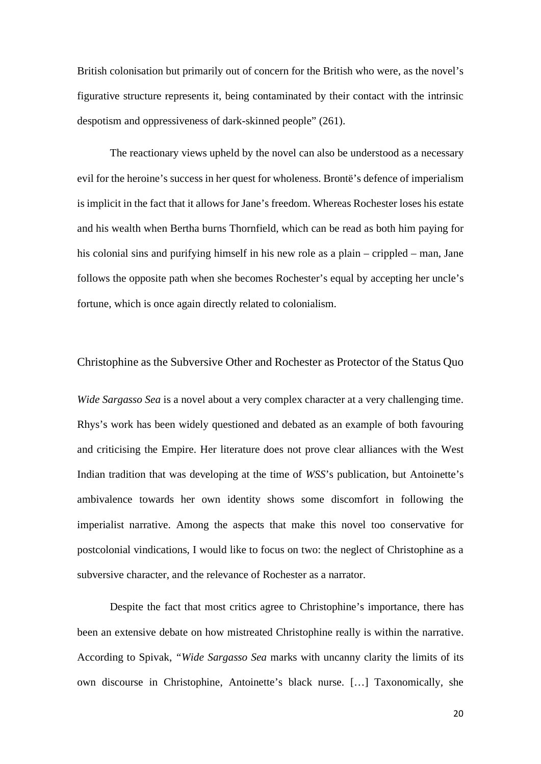British colonisation but primarily out of concern for the British who were, as the novel's figurative structure represents it, being contaminated by their contact with the intrinsic despotism and oppressiveness of dark-skinned people" (261).

The reactionary views upheld by the novel can also be understood as a necessary evil for the heroine's success in her quest for wholeness. Brontë's defence of imperialism is implicit in the fact that it allows for Jane's freedom. Whereas Rochester loses his estate and his wealth when Bertha burns Thornfield, which can be read as both him paying for his colonial sins and purifying himself in his new role as a plain – crippled – man, Jane follows the opposite path when she becomes Rochester's equal by accepting her uncle's fortune, which is once again directly related to colonialism.

## Christophine as the Subversive Other and Rochester as Protector of the Status Quo

*Wide Sargasso Sea* is a novel about a very complex character at a very challenging time. Rhys's work has been widely questioned and debated as an example of both favouring and criticising the Empire. Her literature does not prove clear alliances with the West Indian tradition that was developing at the time of *WSS*'s publication, but Antoinette's ambivalence towards her own identity shows some discomfort in following the imperialist narrative. Among the aspects that make this novel too conservative for postcolonial vindications, I would like to focus on two: the neglect of Christophine as a subversive character, and the relevance of Rochester as a narrator.

Despite the fact that most critics agree to Christophine's importance, there has been an extensive debate on how mistreated Christophine really is within the narrative. According to Spivak, "*Wide Sargasso Sea* marks with uncanny clarity the limits of its own discourse in Christophine, Antoinette's black nurse. […] Taxonomically, she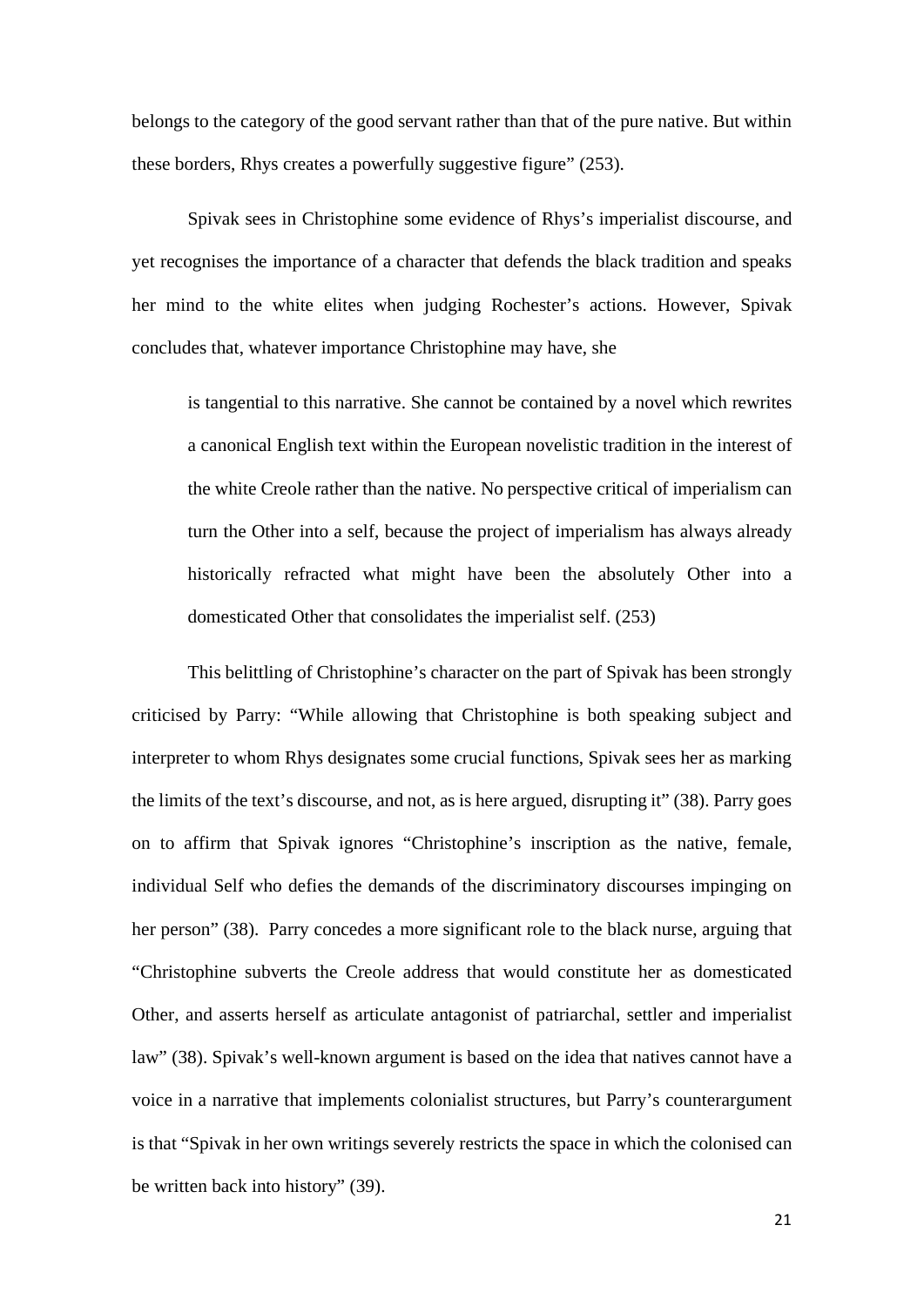belongs to the category of the good servant rather than that of the pure native. But within these borders, Rhys creates a powerfully suggestive figure" (253).

Spivak sees in Christophine some evidence of Rhys's imperialist discourse, and yet recognises the importance of a character that defends the black tradition and speaks her mind to the white elites when judging Rochester's actions. However, Spivak concludes that, whatever importance Christophine may have, she

> is tangential to this narrative. She cannot be contained by a novel which rewrites a canonical English text within the European novelistic tradition in the interest of the white Creole rather than the native. No perspective critical of imperialism can turn the Other into a self, because the project of imperialism has always already historically refracted what might have been the absolutely Other into a domesticated Other that consolidates the imperialist self. (253)

This belittling of Christophine's character on the part of Spivak has been strongly criticised by Parry: "While allowing that Christophine is both speaking subject and interpreter to whom Rhys designates some crucial functions, Spivak sees her as marking the limits of the text's discourse, and not, as is here argued, disrupting it" (38). Parry goes on to affirm that Spivak ignores "Christophine's inscription as the native, female, individual Self who defies the demands of the discriminatory discourses impinging on her person" (38). Parry concedes a more significant role to the black nurse, arguing that "Christophine subverts the Creole address that would constitute her as domesticated Other, and asserts herself as articulate antagonist of patriarchal, settler and imperialist law" (38). Spivak's well-known argument is based on the idea that natives cannot have a voice in a narrative that implements colonialist structures, but Parry's counterargument is that "Spivak in her own writings severely restricts the space in which the colonised can be written back into history" (39).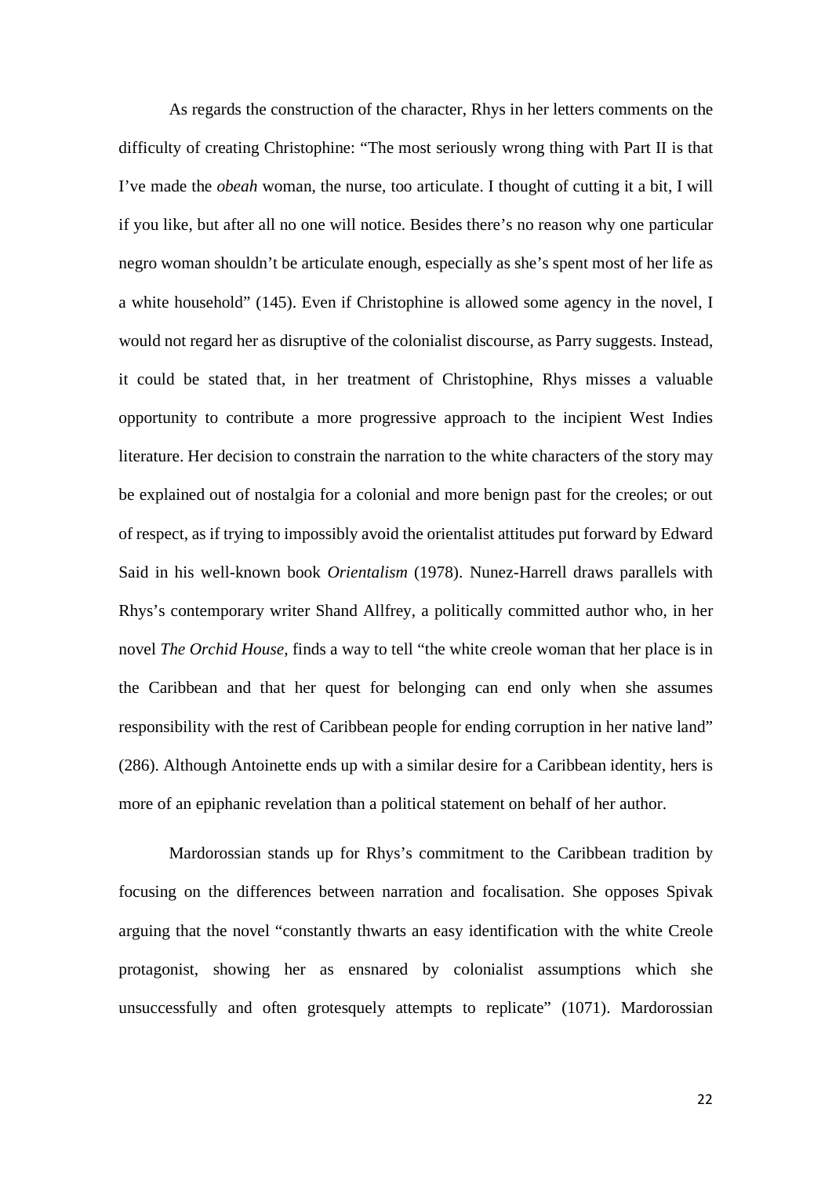As regards the construction of the character, Rhys in her letters comments on the difficulty of creating Christophine: "The most seriously wrong thing with Part II is that I've made the *obeah* woman, the nurse, too articulate. I thought of cutting it a bit, I will if you like, but after all no one will notice. Besides there's no reason why one particular negro woman shouldn't be articulate enough, especially as she's spent most of her life as a white household" (145). Even if Christophine is allowed some agency in the novel, I would not regard her as disruptive of the colonialist discourse, as Parry suggests. Instead, it could be stated that, in her treatment of Christophine, Rhys misses a valuable opportunity to contribute a more progressive approach to the incipient West Indies literature. Her decision to constrain the narration to the white characters of the story may be explained out of nostalgia for a colonial and more benign past for the creoles; or out of respect, as if trying to impossibly avoid the orientalist attitudes put forward by Edward Said in his well-known book *Orientalism* (1978). Nunez-Harrell draws parallels with Rhys's contemporary writer Shand Allfrey, a politically committed author who, in her novel *The Orchid House,* finds a way to tell "the white creole woman that her place is in the Caribbean and that her quest for belonging can end only when she assumes responsibility with the rest of Caribbean people for ending corruption in her native land" (286). Although Antoinette ends up with a similar desire for a Caribbean identity, hers is more of an epiphanic revelation than a political statement on behalf of her author.

Mardorossian stands up for Rhys's commitment to the Caribbean tradition by focusing on the differences between narration and focalisation. She opposes Spivak arguing that the novel "constantly thwarts an easy identification with the white Creole protagonist, showing her as ensnared by colonialist assumptions which she unsuccessfully and often grotesquely attempts to replicate" (1071). Mardorossian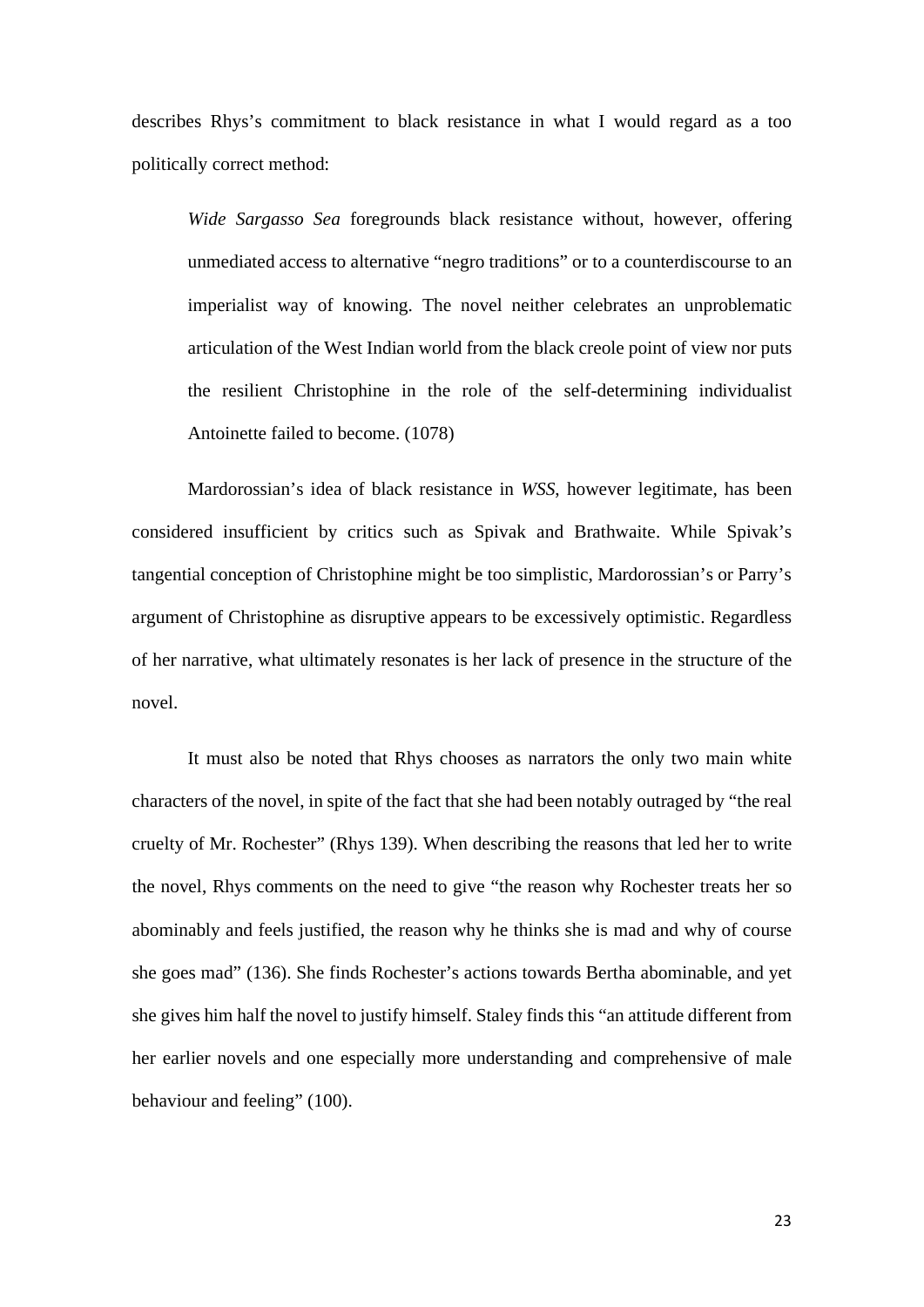describes Rhys's commitment to black resistance in what I would regard as a too politically correct method:

> *Wide Sargasso Sea* foregrounds black resistance without, however, offering unmediated access to alternative "negro traditions" or to a counterdiscourse to an imperialist way of knowing. The novel neither celebrates an unproblematic articulation of the West Indian world from the black creole point of view nor puts the resilient Christophine in the role of the self-determining individualist Antoinette failed to become. (1078)

Mardorossian's idea of black resistance in *WSS*, however legitimate, has been considered insufficient by critics such as Spivak and Brathwaite. While Spivak's tangential conception of Christophine might be too simplistic, Mardorossian's or Parry's argument of Christophine as disruptive appears to be excessively optimistic. Regardless of her narrative, what ultimately resonates is her lack of presence in the structure of the novel.

It must also be noted that Rhys chooses as narrators the only two main white characters of the novel, in spite of the fact that she had been notably outraged by "the real cruelty of Mr. Rochester" (Rhys 139). When describing the reasons that led her to write the novel, Rhys comments on the need to give "the reason why Rochester treats her so abominably and feels justified, the reason why he thinks she is mad and why of course she goes mad" (136). She finds Rochester's actions towards Bertha abominable, and yet she gives him half the novel to justify himself. Staley finds this "an attitude different from her earlier novels and one especially more understanding and comprehensive of male behaviour and feeling" (100).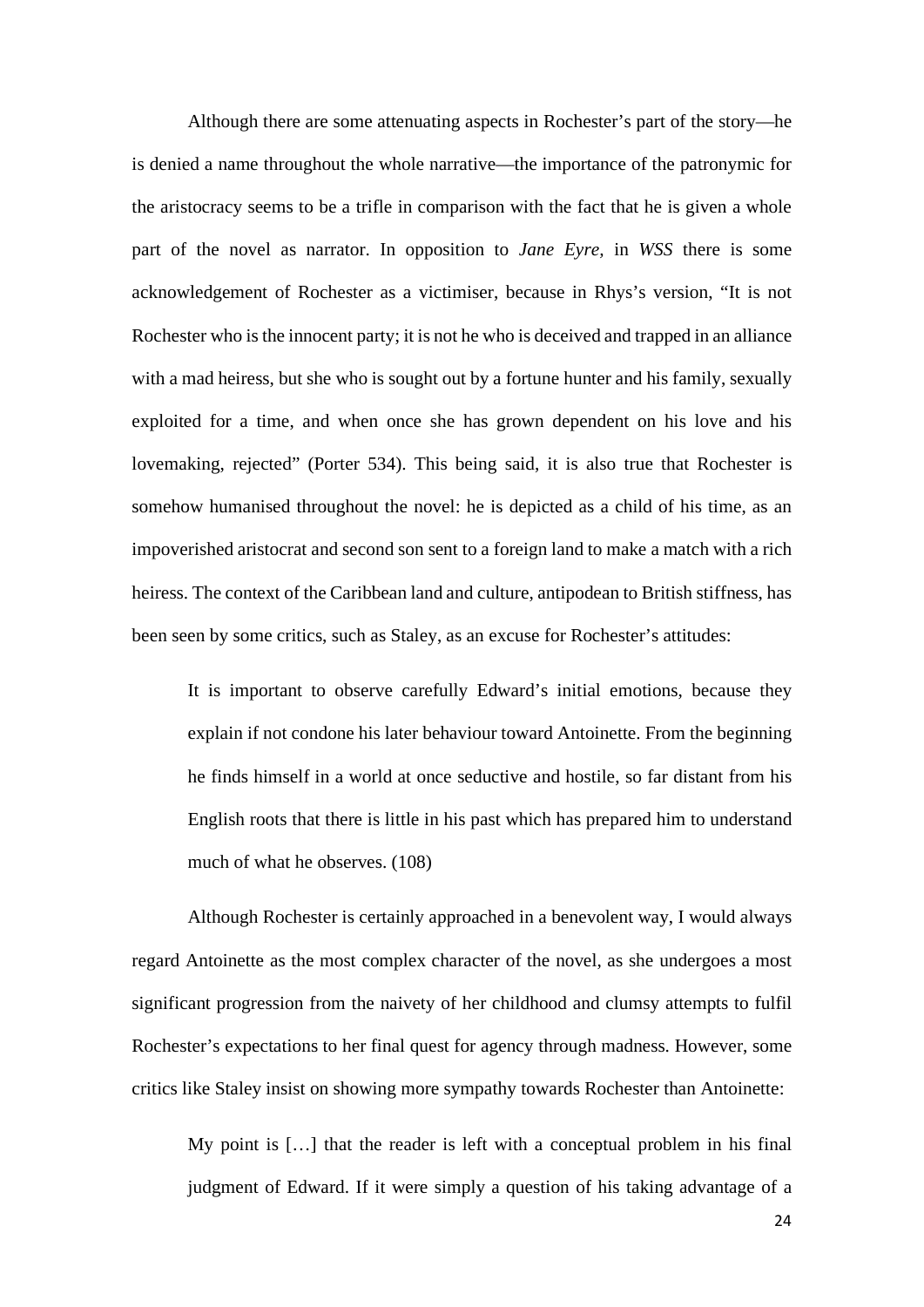Although there are some attenuating aspects in Rochester's part of the story—he is denied a name throughout the whole narrative—the importance of the patronymic for the aristocracy seems to be a trifle in comparison with the fact that he is given a whole part of the novel as narrator. In opposition to *Jane Eyre*, in *WSS* there is some acknowledgement of Rochester as a victimiser, because in Rhys's version, "It is not Rochester who is the innocent party; it is not he who is deceived and trapped in an alliance with a mad heiress, but she who is sought out by a fortune hunter and his family, sexually exploited for a time, and when once she has grown dependent on his love and his lovemaking, rejected" (Porter 534). This being said, it is also true that Rochester is somehow humanised throughout the novel: he is depicted as a child of his time, as an impoverished aristocrat and second son sent to a foreign land to make a match with a rich heiress. The context of the Caribbean land and culture, antipodean to British stiffness, has been seen by some critics, such as Staley, as an excuse for Rochester's attitudes:

> It is important to observe carefully Edward's initial emotions, because they explain if not condone his later behaviour toward Antoinette. From the beginning he finds himself in a world at once seductive and hostile, so far distant from his English roots that there is little in his past which has prepared him to understand much of what he observes. (108)

Although Rochester is certainly approached in a benevolent way, I would always regard Antoinette as the most complex character of the novel, as she undergoes a most significant progression from the naivety of her childhood and clumsy attempts to fulfil Rochester's expectations to her final quest for agency through madness. However, some critics like Staley insist on showing more sympathy towards Rochester than Antoinette:

> My point is […] that the reader is left with a conceptual problem in his final judgment of Edward. If it were simply a question of his taking advantage of a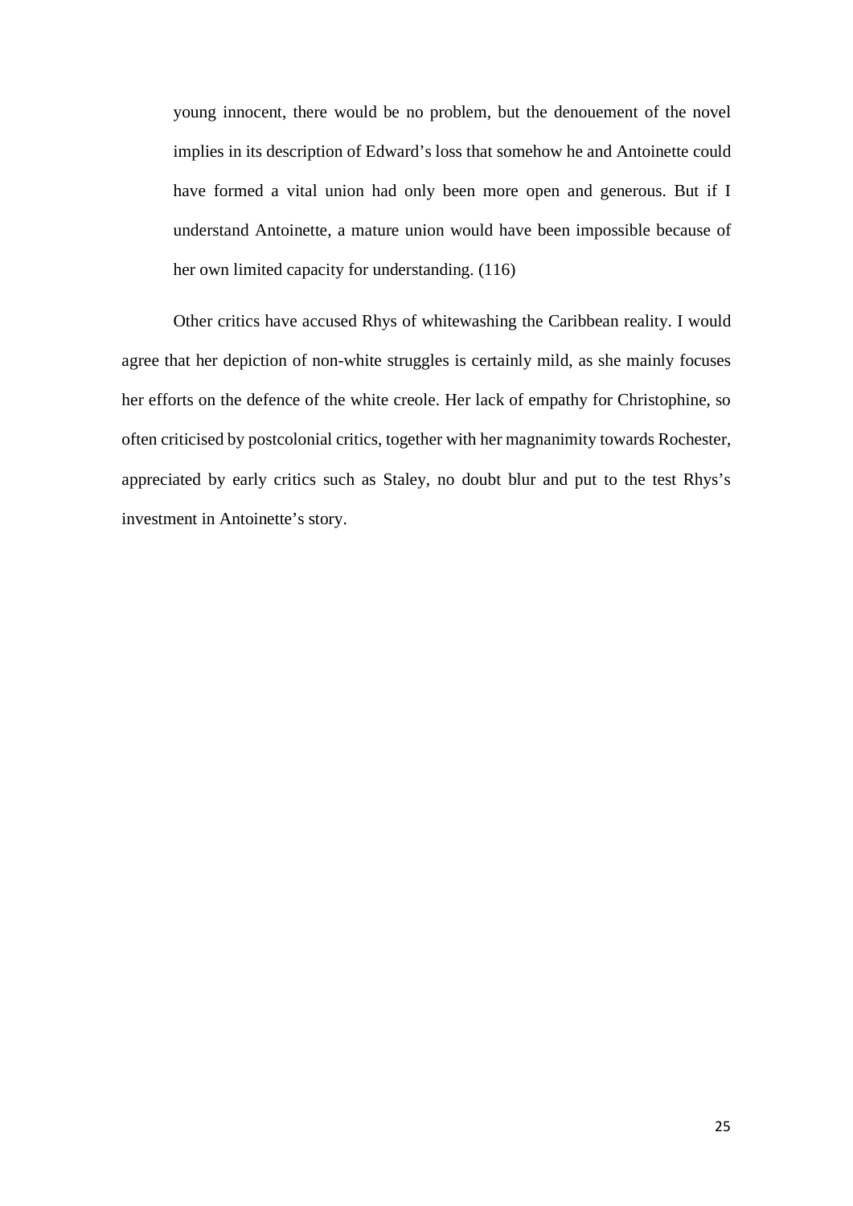> young innocent, there would be no problem, but the denouement of the novel implies in its description of Edward's loss that somehow he and Antoinette could have formed a vital union had only been more open and generous. But if I understand Antoinette, a mature union would have been impossible because of her own limited capacity for understanding. (116)

Other critics have accused Rhys of whitewashing the Caribbean reality. I would agree that her depiction of non-white struggles is certainly mild, as she mainly focuses her efforts on the defence of the white creole. Her lack of empathy for Christophine, so often criticised by postcolonial critics, together with her magnanimity towards Rochester, appreciated by early critics such as Staley, no doubt blur and put to the test Rhys's investment in Antoinette's story.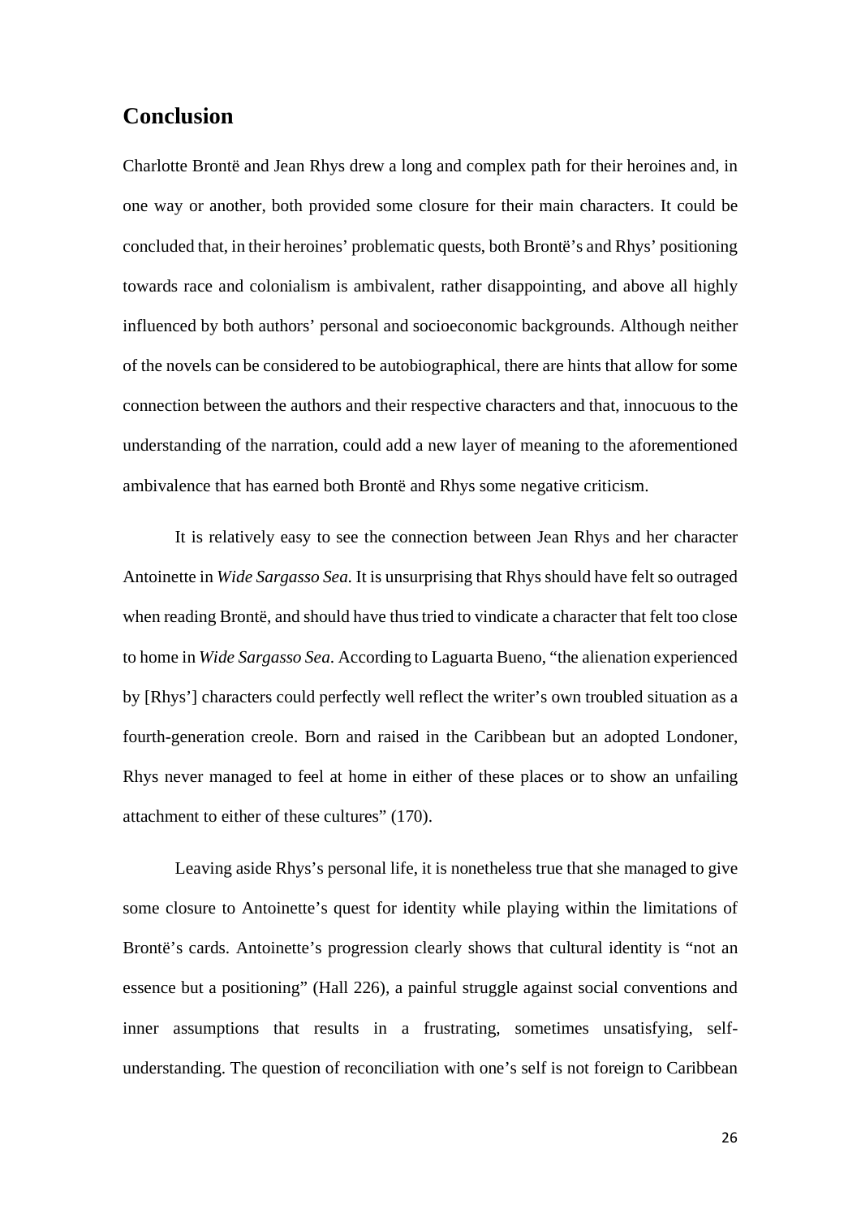## Conclusion

Charlotte Brontë and Jean Rhys drew a long and complex path for their heroines and, in one way or another, both provided some closure for their main characters. It could be concluded that, in their heroines' problematic quests, both Brontë's and Rhys' positioning towards race and colonialism is ambivalent, rather disappointing, and above all highly influenced by both authors' personal and socioeconomic backgrounds. Although neither of the novels can be considered to be autobiographical, there are hints that allow for some connection between the authors and their respective characters and that, innocuous to the understanding of the narration, could add a new layer of meaning to the aforementioned ambivalence that has earned both Brontë and Rhys some negative criticism.

It is relatively easy to see the connection between Jean Rhys and her character Antoinette in *Wide Sargasso Sea.* It is unsurprising that Rhys should have felt so outraged when reading Brontë, and should have thus tried to vindicate a character that felt too close to home in *Wide Sargasso Sea*. According to Laguarta Bueno, "the alienation experienced by [Rhys'] characters could perfectly well reflect the writer's own troubled situation as a fourth-generation creole. Born and raised in the Caribbean but an adopted Londoner, Rhys never managed to feel at home in either of these places or to show an unfailing attachment to either of these cultures" (170).

Leaving aside Rhys's personal life, it is nonetheless true that she managed to give some closure to Antoinette's quest for identity while playing within the limitations of Brontë's cards. Antoinette's progression clearly shows that cultural identity is "not an essence but a positioning" (Hall 226), a painful struggle against social conventions and inner assumptions that results in a frustrating, sometimes unsatisfying, self-understanding. The question of reconciliation with one's self is not foreign to Caribbean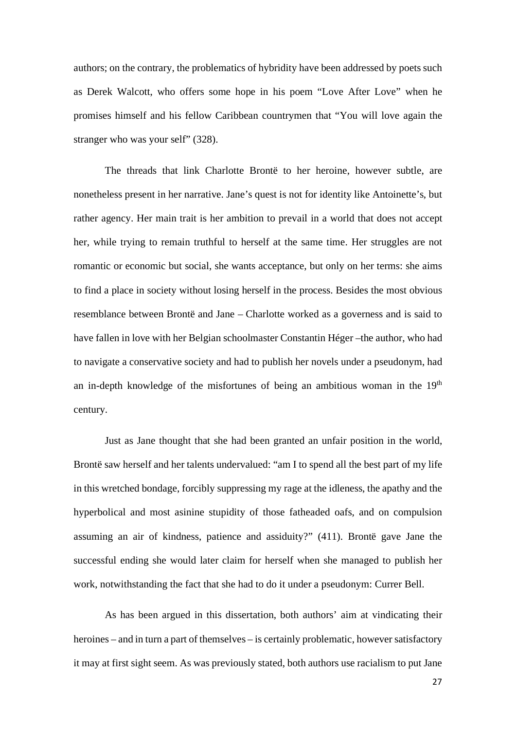authors; on the contrary, the problematics of hybridity have been addressed by poets such as Derek Walcott, who offers some hope in his poem "Love After Love" when he promises himself and his fellow Caribbean countrymen that "You will love again the stranger who was your self" (328).

The threads that link Charlotte Brontë to her heroine, however subtle, are nonetheless present in her narrative. Jane's quest is not for identity like Antoinette's, but rather agency. Her main trait is her ambition to prevail in a world that does not accept her, while trying to remain truthful to herself at the same time. Her struggles are not romantic or economic but social, she wants acceptance, but only on her terms: she aims to find a place in society without losing herself in the process. Besides the most obvious resemblance between Brontë and Jane – Charlotte worked as a governess and is said to have fallen in love with her Belgian schoolmaster Constantin Héger –the author, who had to navigate a conservative society and had to publish her novels under a pseudonym, had an in-depth knowledge of the misfortunes of being an ambitious woman in the 19th century.

Just as Jane thought that she had been granted an unfair position in the world, Brontë saw herself and her talents undervalued: "am I to spend all the best part of my life in this wretched bondage, forcibly suppressing my rage at the idleness, the apathy and the hyperbolical and most asinine stupidity of those fatheaded oafs, and on compulsion assuming an air of kindness, patience and assiduity?" (411). Brontë gave Jane the successful ending she would later claim for herself when she managed to publish her work, notwithstanding the fact that she had to do it under a pseudonym: Currer Bell.

As has been argued in this dissertation, both authors' aim at vindicating their heroines – and in turn a part of themselves – is certainly problematic, however satisfactory it may at first sight seem. As was previously stated, both authors use racialism to put Jane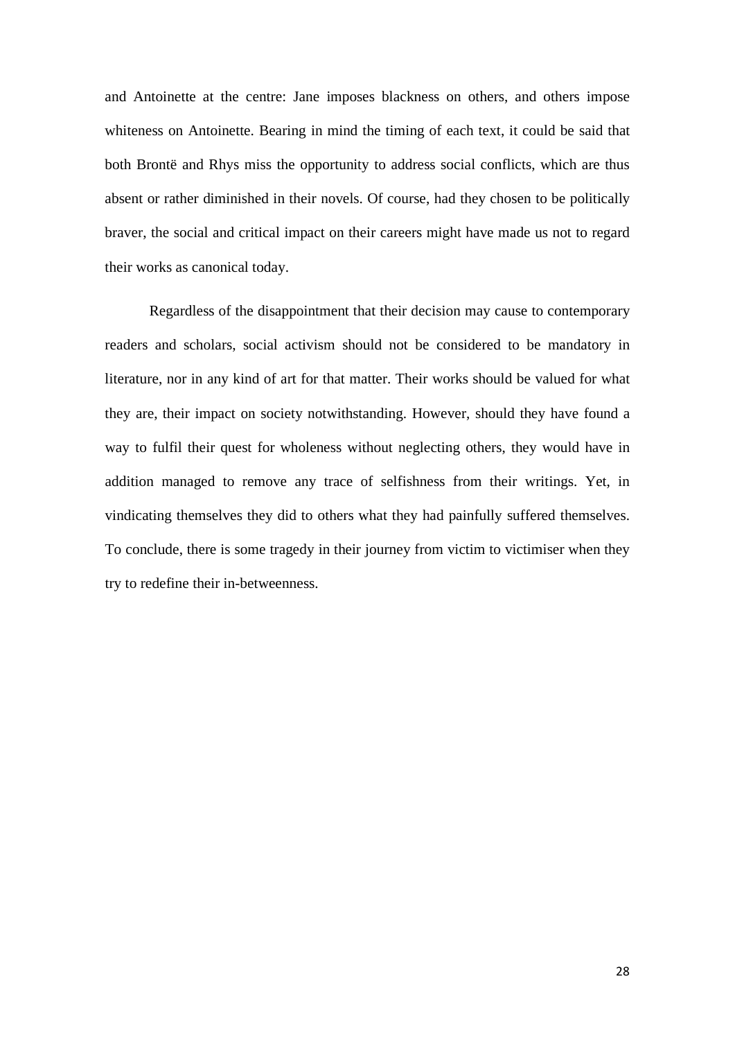and Antoinette at the centre: Jane imposes blackness on others, and others impose whiteness on Antoinette. Bearing in mind the timing of each text, it could be said that both Brontë and Rhys miss the opportunity to address social conflicts, which are thus absent or rather diminished in their novels. Of course, had they chosen to be politically braver, the social and critical impact on their careers might have made us not to regard their works as canonical today.

Regardless of the disappointment that their decision may cause to contemporary readers and scholars, social activism should not be considered to be mandatory in literature, nor in any kind of art for that matter. Their works should be valued for what they are, their impact on society notwithstanding. However, should they have found a way to fulfil their quest for wholeness without neglecting others, they would have in addition managed to remove any trace of selfishness from their writings. Yet, in vindicating themselves they did to others what they had painfully suffered themselves. To conclude, there is some tragedy in their journey from victim to victimiser when they try to redefine their in-betweenness.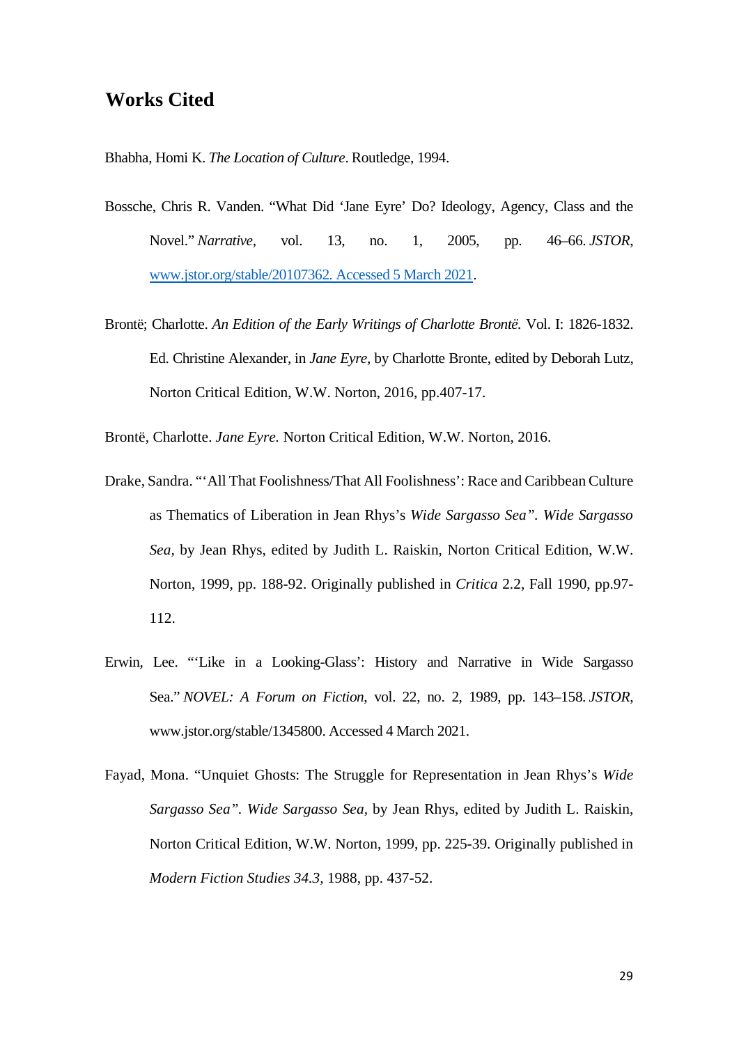## Works Cited

Bhabha, Homi K. *The Location of Culture*. Routledge, 1994.

Bossche, Chris R. Vanden. "What Did 'Jane Eyre' Do? Ideology, Agency, Class and the Novel." *Narrative*, vol. 13, no. 1, 2005, pp. 46–66. *JSTOR*, www.jstor.org/stable/20107362. Accessed 5 March 2021.

Brontë; Charlotte. *An Edition of the Early Writings of Charlotte Brontë.* Vol. I: 1826-1832. Ed. Christine Alexander, in *Jane Eyre,* by Charlotte Bronte, edited by Deborah Lutz, Norton Critical Edition, W.W. Norton, 2016, pp.407-17.

Brontë, Charlotte. *Jane Eyre.* Norton Critical Edition, W.W. Norton, 2016.

Drake, Sandra. "'All That Foolishness/That All Foolishness': Race and Caribbean Culture as Thematics of Liberation in Jean Rhys's *Wide Sargasso Sea". Wide Sargasso Sea*, by Jean Rhys, edited by Judith L. Raiskin, Norton Critical Edition, W.W. Norton, 1999, pp. 188-92. Originally published in *Critica* 2.2, Fall 1990, pp.97-112.

Erwin, Lee. "'Like in a Looking-Glass': History and Narrative in Wide Sargasso Sea." *NOVEL: A Forum on Fiction*, vol. 22, no. 2, 1989, pp. 143–158. *JSTOR*, www.jstor.org/stable/1345800. Accessed 4 March 2021.

Fayad, Mona. "Unquiet Ghosts: The Struggle for Representation in Jean Rhys's *Wide Sargasso Sea". Wide Sargasso Sea*, by Jean Rhys, edited by Judith L. Raiskin, Norton Critical Edition, W.W. Norton, 1999, pp. 225-39. Originally published in *Modern Fiction Studies 34.3*, 1988, pp. 437-52.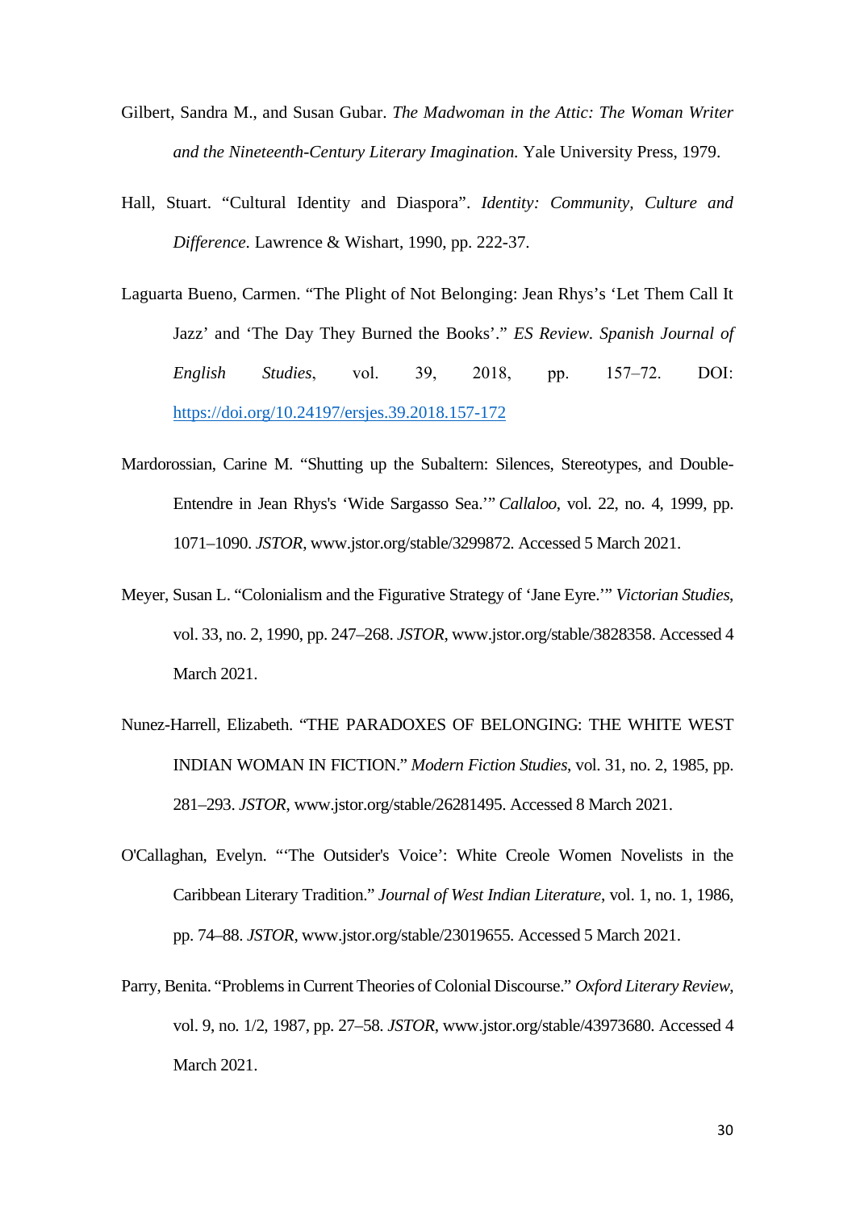Gilbert, Sandra M., and Susan Gubar. *The Madwoman in the Attic: The Woman Writer and the Nineteenth-Century Literary Imagination.* Yale University Press, 1979.

Hall, Stuart. "Cultural Identity and Diaspora". *Identity: Community, Culture and Difference.* Lawrence & Wishart, 1990, pp. 222-37.

Laguarta Bueno, Carmen. "The Plight of Not Belonging: Jean Rhys's 'Let Them Call It Jazz' and 'The Day They Burned the Books'." *ES Review. Spanish Journal of English Studies*, vol. 39, 2018, pp. 157–72. DOI: https://doi.org/10.24197/ersjes.39.2018.157-172

Mardorossian, Carine M. "Shutting up the Subaltern: Silences, Stereotypes, and Double-Entendre in Jean Rhys's 'Wide Sargasso Sea.'" *Callaloo*, vol. 22, no. 4, 1999, pp. 1071–1090. *JSTOR*, www.jstor.org/stable/3299872. Accessed 5 March 2021.

Meyer, Susan L. "Colonialism and the Figurative Strategy of 'Jane Eyre.'" *Victorian Studies*, vol. 33, no. 2, 1990, pp. 247–268. *JSTOR*, www.jstor.org/stable/3828358. Accessed 4 March 2021.

Nunez-Harrell, Elizabeth. "THE PARADOXES OF BELONGING: THE WHITE WEST INDIAN WOMAN IN FICTION." *Modern Fiction Studies*, vol. 31, no. 2, 1985, pp. 281–293. *JSTOR*, www.jstor.org/stable/26281495. Accessed 8 March 2021.

O'Callaghan, Evelyn. "'The Outsider's Voice': White Creole Women Novelists in the Caribbean Literary Tradition." *Journal of West Indian Literature*, vol. 1, no. 1, 1986, pp. 74–88. *JSTOR*, www.jstor.org/stable/23019655. Accessed 5 March 2021.

Parry, Benita. "Problems in Current Theories of Colonial Discourse." *Oxford Literary Review*, vol. 9, no. 1/2, 1987, pp. 27–58. *JSTOR*, www.jstor.org/stable/43973680. Accessed 4 March 2021.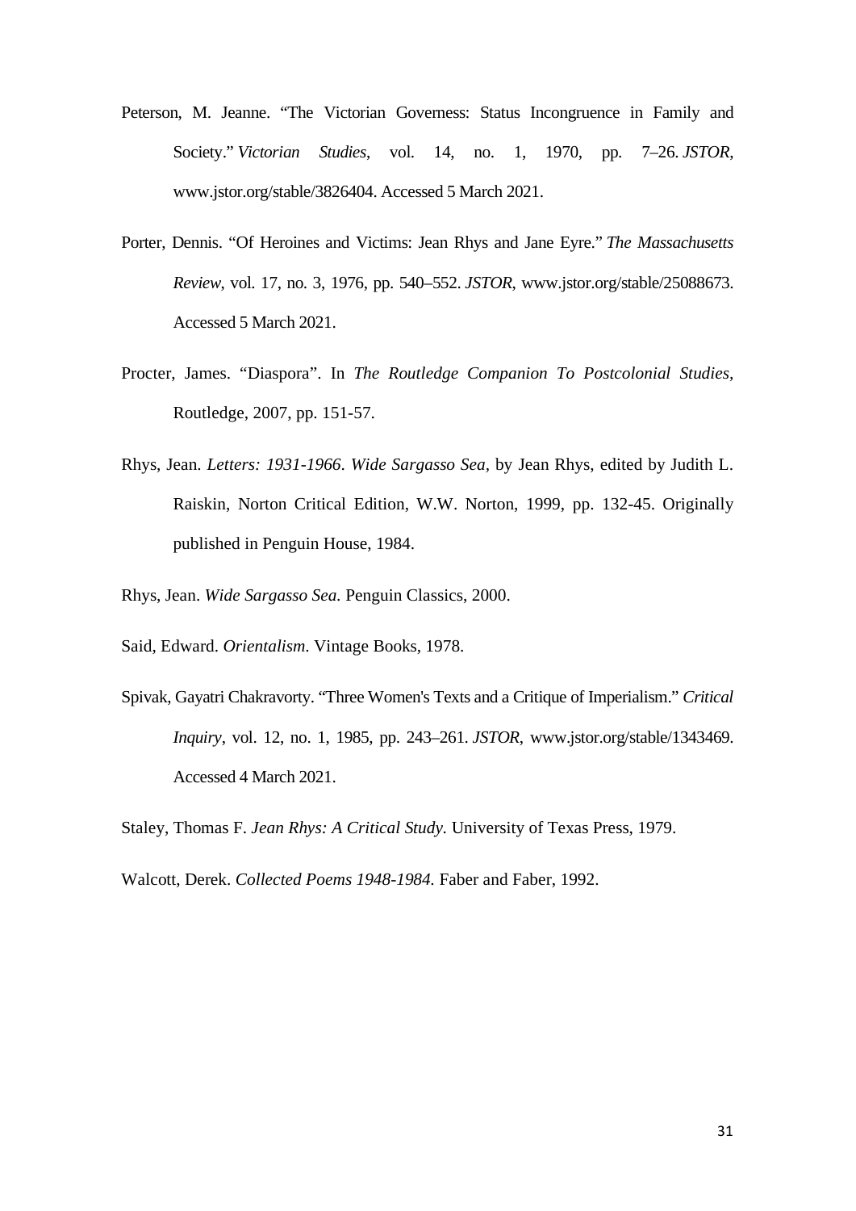Peterson, M. Jeanne. "The Victorian Governess: Status Incongruence in Family and Society." *Victorian Studies*, vol. 14, no. 1, 1970, pp. 7–26. *JSTOR*, www.jstor.org/stable/3826404. Accessed 5 March 2021.

Porter, Dennis. "Of Heroines and Victims: Jean Rhys and Jane Eyre." *The Massachusetts Review*, vol. 17, no. 3, 1976, pp. 540–552. *JSTOR*, www.jstor.org/stable/25088673. Accessed 5 March 2021.

Procter, James. "Diaspora". In *The Routledge Companion To Postcolonial Studies*, Routledge, 2007, pp. 151-57.

Rhys, Jean. *Letters: 1931-1966*. *Wide Sargasso Sea*, by Jean Rhys, edited by Judith L. Raiskin, Norton Critical Edition, W.W. Norton, 1999, pp. 132-45. Originally published in Penguin House, 1984.

Rhys, Jean. *Wide Sargasso Sea.* Penguin Classics, 2000.

Said, Edward. *Orientalism*. Vintage Books, 1978.

Spivak, Gayatri Chakravorty. "Three Women's Texts and a Critique of Imperialism." *Critical Inquiry*, vol. 12, no. 1, 1985, pp. 243–261. *JSTOR*, www.jstor.org/stable/1343469. Accessed 4 March 2021.

Staley, Thomas F. *Jean Rhys: A Critical Study*. University of Texas Press, 1979.

Walcott, Derek. *Collected Poems 1948-1984.* Faber and Faber, 1992.